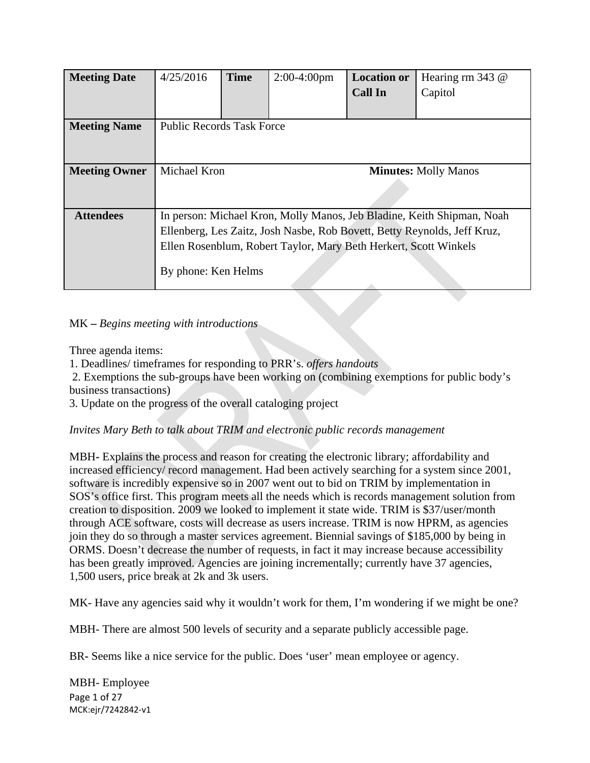| Meeting Date | 4/25/2016 | Time | 2:00-4:00pm | Location or Call In | Hearing rm 343 @ Capitol |
|---|---|---|---|---|---|
| Meeting Name | Public Records Task Force | | | | |
| Meeting Owner | Michael Kron | | | **Minutes:** Molly Manos | |
| Attendees | In person: Michael Kron, Molly Manos, Jeb Bladine, Keith Shipman, Noah Ellenberg, Les Zaitz, Josh Nasbe, Rob Bovett, Betty Reynolds, Jeff Kruz, Ellen Rosenblum, Robert Taylor, Mary Beth Herkert, Scott Winkels<br><br>By phone: Ken Helms | | | | |

MK – *Begins meeting with introductions*

Three agenda items:
1. Deadlines/ timeframes for responding to PRR's. *offers handouts*
2. Exemptions the sub-groups have been working on (combining exemptions for public body's business transactions)
3. Update on the progress of the overall cataloging project

*Invites Mary Beth to talk about TRIM and electronic public records management*

MBH- Explains the process and reason for creating the electronic library; affordability and increased efficiency/ record management. Had been actively searching for a system since 2001, software is incredibly expensive so in 2007 went out to bid on TRIM by implementation in SOS's office first. This program meets all the needs which is records management solution from creation to disposition. 2009 we looked to implement it state wide. TRIM is $37/user/month through ACE software, costs will decrease as users increase. TRIM is now HPRM, as agencies join they do so through a master services agreement. Biennial savings of $185,000 by being in ORMS. Doesn't decrease the number of requests, in fact it may increase because accessibility has been greatly improved. Agencies are joining incrementally; currently have 37 agencies, 1,500 users, price break at 2k and 3k users.

MK- Have any agencies said why it wouldn't work for them, I'm wondering if we might be one?

MBH- There are almost 500 levels of security and a separate publicly accessible page.

BR- Seems like a nice service for the public. Does 'user' mean employee or agency.

MBH- Employee

MCK:ejr/7242842-v1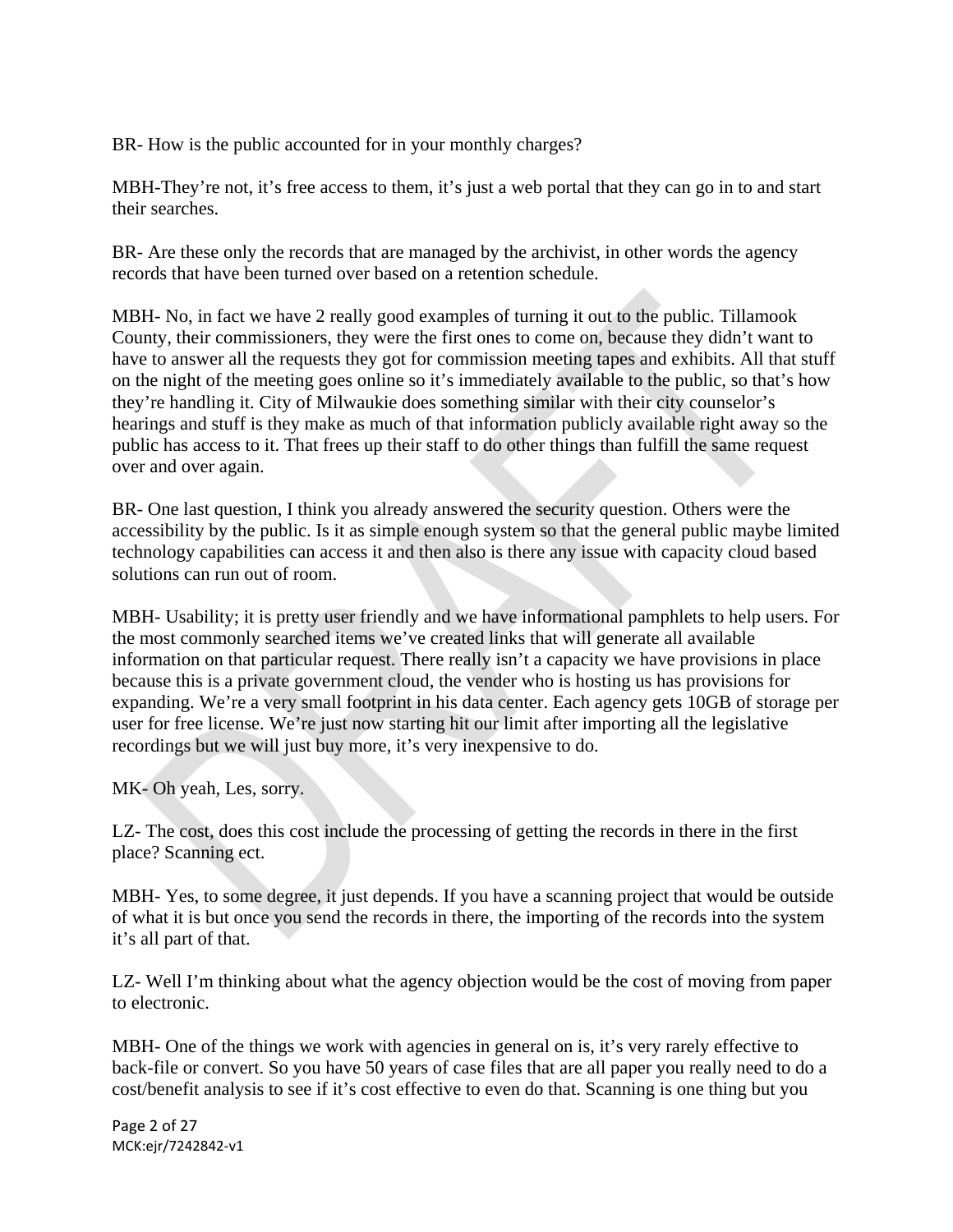BR- How is the public accounted for in your monthly charges?

MBH-They're not, it's free access to them, it's just a web portal that they can go in to and start their searches.

BR- Are these only the records that are managed by the archivist, in other words the agency records that have been turned over based on a retention schedule.

MBH- No, in fact we have 2 really good examples of turning it out to the public. Tillamook County, their commissioners, they were the first ones to come on, because they didn't want to have to answer all the requests they got for commission meeting tapes and exhibits. All that stuff on the night of the meeting goes online so it's immediately available to the public, so that's how they're handling it. City of Milwaukie does something similar with their city counselor's hearings and stuff is they make as much of that information publicly available right away so the public has access to it. That frees up their staff to do other things than fulfill the same request over and over again.

BR- One last question, I think you already answered the security question. Others were the accessibility by the public. Is it as simple enough system so that the general public maybe limited technology capabilities can access it and then also is there any issue with capacity cloud based solutions can run out of room.

MBH- Usability; it is pretty user friendly and we have informational pamphlets to help users. For the most commonly searched items we've created links that will generate all available information on that particular request. There really isn't a capacity we have provisions in place because this is a private government cloud, the vender who is hosting us has provisions for expanding. We're a very small footprint in his data center. Each agency gets 10GB of storage per user for free license. We're just now starting hit our limit after importing all the legislative recordings but we will just buy more, it's very inexpensive to do.

MK- Oh yeah, Les, sorry.

LZ- The cost, does this cost include the processing of getting the records in there in the first place? Scanning ect.

MBH- Yes, to some degree, it just depends. If you have a scanning project that would be outside of what it is but once you send the records in there, the importing of the records into the system it's all part of that.

LZ- Well I'm thinking about what the agency objection would be the cost of moving from paper to electronic.

MBH- One of the things we work with agencies in general on is, it's very rarely effective to back-file or convert. So you have 50 years of case files that are all paper you really need to do a cost/benefit analysis to see if it's cost effective to even do that. Scanning is one thing but you

MCK:ejr/7242842-v1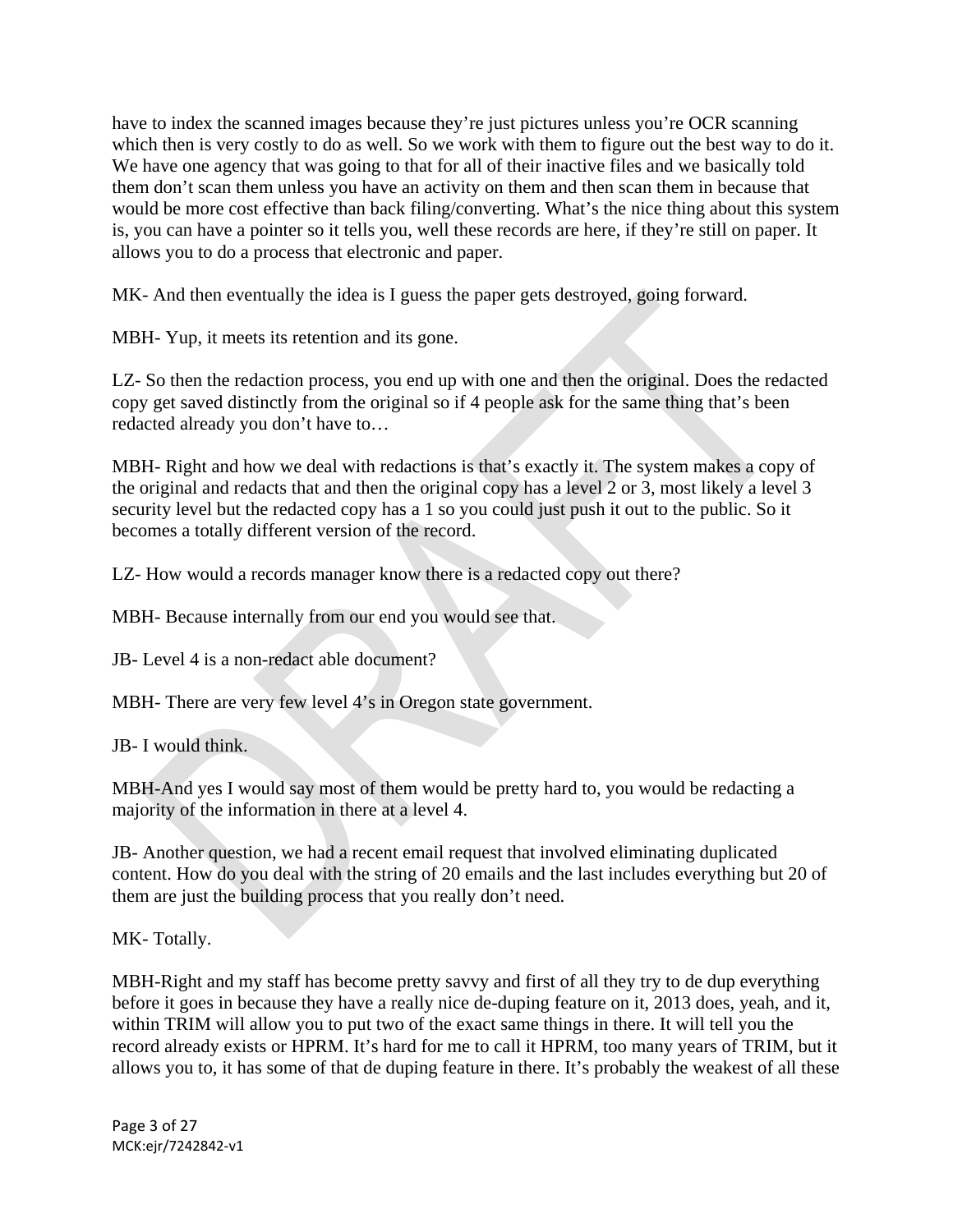have to index the scanned images because they're just pictures unless you're OCR scanning which then is very costly to do as well. So we work with them to figure out the best way to do it. We have one agency that was going to that for all of their inactive files and we basically told them don't scan them unless you have an activity on them and then scan them in because that would be more cost effective than back filing/converting. What's the nice thing about this system is, you can have a pointer so it tells you, well these records are here, if they're still on paper. It allows you to do a process that electronic and paper.

MK- And then eventually the idea is I guess the paper gets destroyed, going forward.

MBH- Yup, it meets its retention and its gone.

LZ- So then the redaction process, you end up with one and then the original. Does the redacted copy get saved distinctly from the original so if 4 people ask for the same thing that's been redacted already you don't have to…

MBH- Right and how we deal with redactions is that's exactly it. The system makes a copy of the original and redacts that and then the original copy has a level 2 or 3, most likely a level 3 security level but the redacted copy has a 1 so you could just push it out to the public. So it becomes a totally different version of the record.

LZ- How would a records manager know there is a redacted copy out there?

MBH- Because internally from our end you would see that.

JB- Level 4 is a non-redact able document?

MBH- There are very few level 4's in Oregon state government.

JB- I would think.

MBH-And yes I would say most of them would be pretty hard to, you would be redacting a majority of the information in there at a level 4.

JB- Another question, we had a recent email request that involved eliminating duplicated content. How do you deal with the string of 20 emails and the last includes everything but 20 of them are just the building process that you really don't need.

MK- Totally.

MBH-Right and my staff has become pretty savvy and first of all they try to de dup everything before it goes in because they have a really nice de-duping feature on it, 2013 does, yeah, and it, within TRIM will allow you to put two of the exact same things in there. It will tell you the record already exists or HPRM. It's hard for me to call it HPRM, too many years of TRIM, but it allows you to, it has some of that de duping feature in there. It's probably the weakest of all these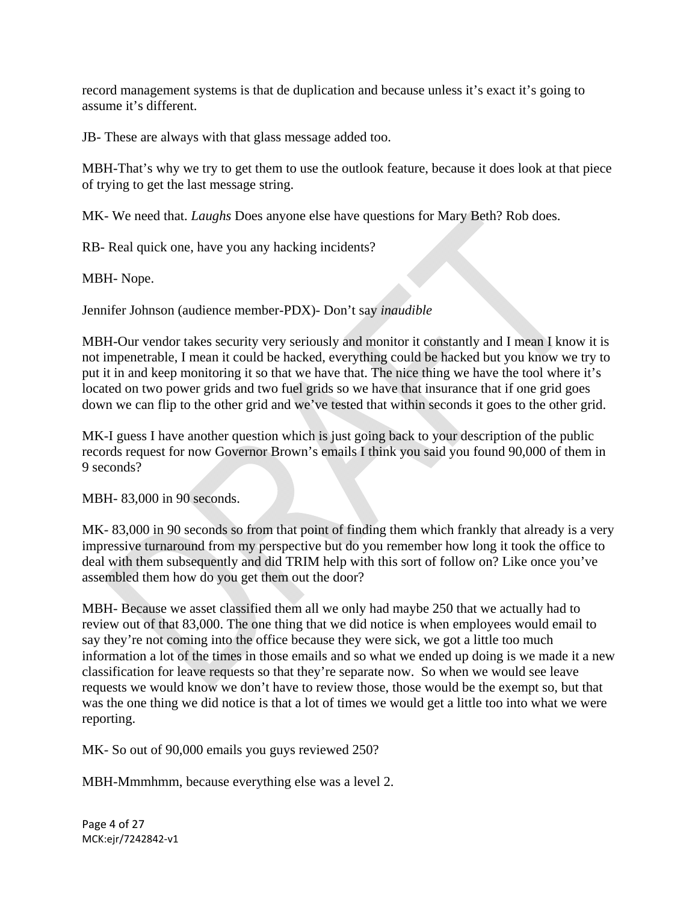record management systems is that de duplication and because unless it's exact it's going to assume it's different.

JB- These are always with that glass message added too.

MBH-That's why we try to get them to use the outlook feature, because it does look at that piece of trying to get the last message string.

MK- We need that. *Laughs* Does anyone else have questions for Mary Beth? Rob does.

RB- Real quick one, have you any hacking incidents?

MBH- Nope.

Jennifer Johnson (audience member-PDX)- Don't say *inaudible*

MBH-Our vendor takes security very seriously and monitor it constantly and I mean I know it is not impenetrable, I mean it could be hacked, everything could be hacked but you know we try to put it in and keep monitoring it so that we have that. The nice thing we have the tool where it's located on two power grids and two fuel grids so we have that insurance that if one grid goes down we can flip to the other grid and we've tested that within seconds it goes to the other grid.

MK-I guess I have another question which is just going back to your description of the public records request for now Governor Brown's emails I think you said you found 90,000 of them in 9 seconds?

MBH- 83,000 in 90 seconds.

MK- 83,000 in 90 seconds so from that point of finding them which frankly that already is a very impressive turnaround from my perspective but do you remember how long it took the office to deal with them subsequently and did TRIM help with this sort of follow on? Like once you've assembled them how do you get them out the door?

MBH- Because we asset classified them all we only had maybe 250 that we actually had to review out of that 83,000. The one thing that we did notice is when employees would email to say they're not coming into the office because they were sick, we got a little too much information a lot of the times in those emails and so what we ended up doing is we made it a new classification for leave requests so that they're separate now. So when we would see leave requests we would know we don't have to review those, those would be the exempt so, but that was the one thing we did notice is that a lot of times we would get a little too into what we were reporting.

MK- So out of 90,000 emails you guys reviewed 250?

MBH-Mmmhmm, because everything else was a level 2.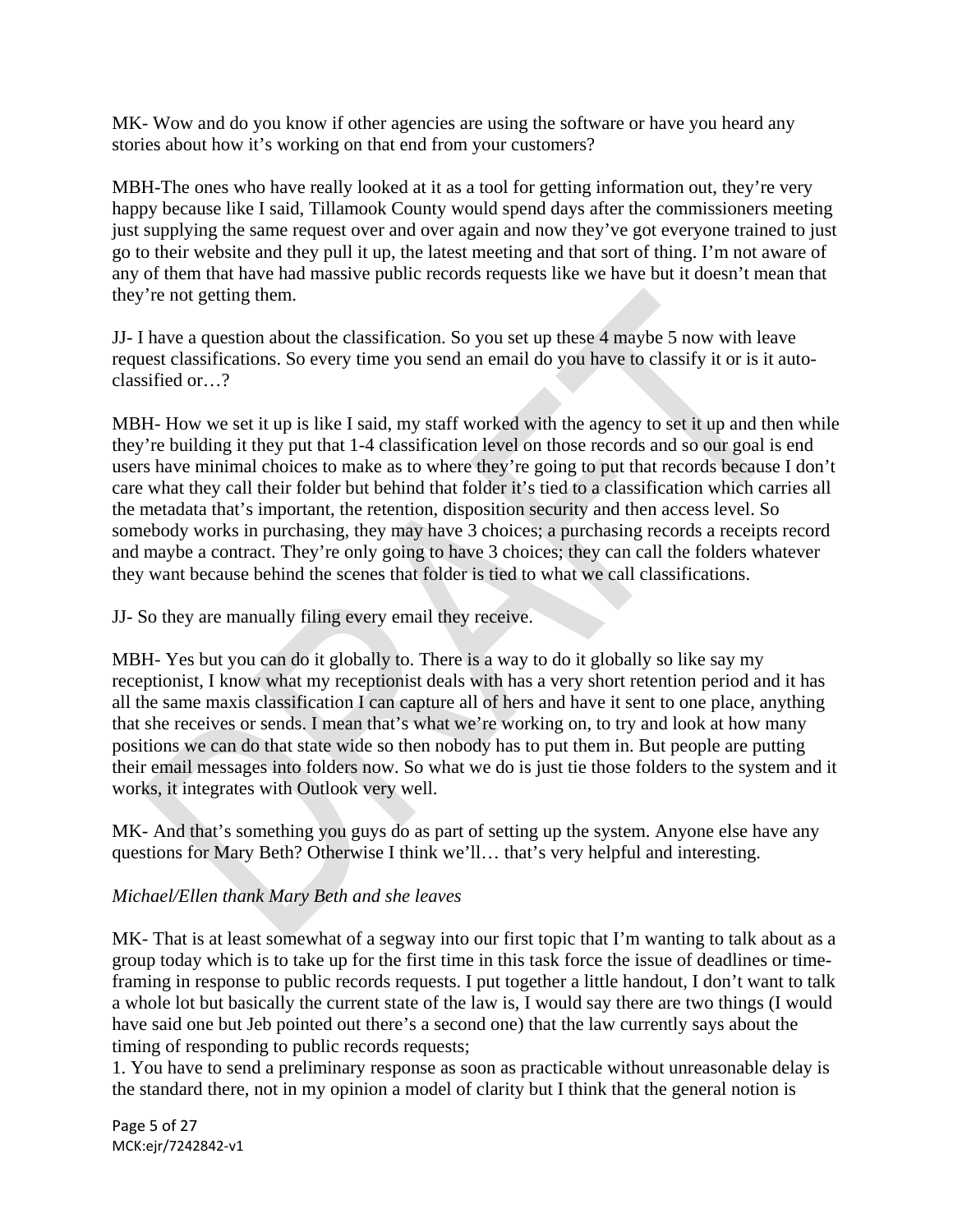MK- Wow and do you know if other agencies are using the software or have you heard any stories about how it's working on that end from your customers?

MBH-The ones who have really looked at it as a tool for getting information out, they're very happy because like I said, Tillamook County would spend days after the commissioners meeting just supplying the same request over and over again and now they've got everyone trained to just go to their website and they pull it up, the latest meeting and that sort of thing. I'm not aware of any of them that have had massive public records requests like we have but it doesn't mean that they're not getting them.

JJ- I have a question about the classification. So you set up these 4 maybe 5 now with leave request classifications. So every time you send an email do you have to classify it or is it auto-classified or…?

MBH- How we set it up is like I said, my staff worked with the agency to set it up and then while they're building it they put that 1-4 classification level on those records and so our goal is end users have minimal choices to make as to where they're going to put that records because I don't care what they call their folder but behind that folder it's tied to a classification which carries all the metadata that's important, the retention, disposition security and then access level. So somebody works in purchasing, they may have 3 choices; a purchasing records a receipts record and maybe a contract. They're only going to have 3 choices; they can call the folders whatever they want because behind the scenes that folder is tied to what we call classifications.

JJ- So they are manually filing every email they receive.

MBH- Yes but you can do it globally to. There is a way to do it globally so like say my receptionist, I know what my receptionist deals with has a very short retention period and it has all the same maxis classification I can capture all of hers and have it sent to one place, anything that she receives or sends. I mean that's what we're working on, to try and look at how many positions we can do that state wide so then nobody has to put them in. But people are putting their email messages into folders now. So what we do is just tie those folders to the system and it works, it integrates with Outlook very well.

MK- And that's something you guys do as part of setting up the system. Anyone else have any questions for Mary Beth? Otherwise I think we'll… that's very helpful and interesting.

*Michael/Ellen thank Mary Beth and she leaves*

MK- That is at least somewhat of a segway into our first topic that I'm wanting to talk about as a group today which is to take up for the first time in this task force the issue of deadlines or time-framing in response to public records requests. I put together a little handout, I don't want to talk a whole lot but basically the current state of the law is, I would say there are two things (I would have said one but Jeb pointed out there's a second one) that the law currently says about the timing of responding to public records requests;

1. You have to send a preliminary response as soon as practicable without unreasonable delay is the standard there, not in my opinion a model of clarity but I think that the general notion is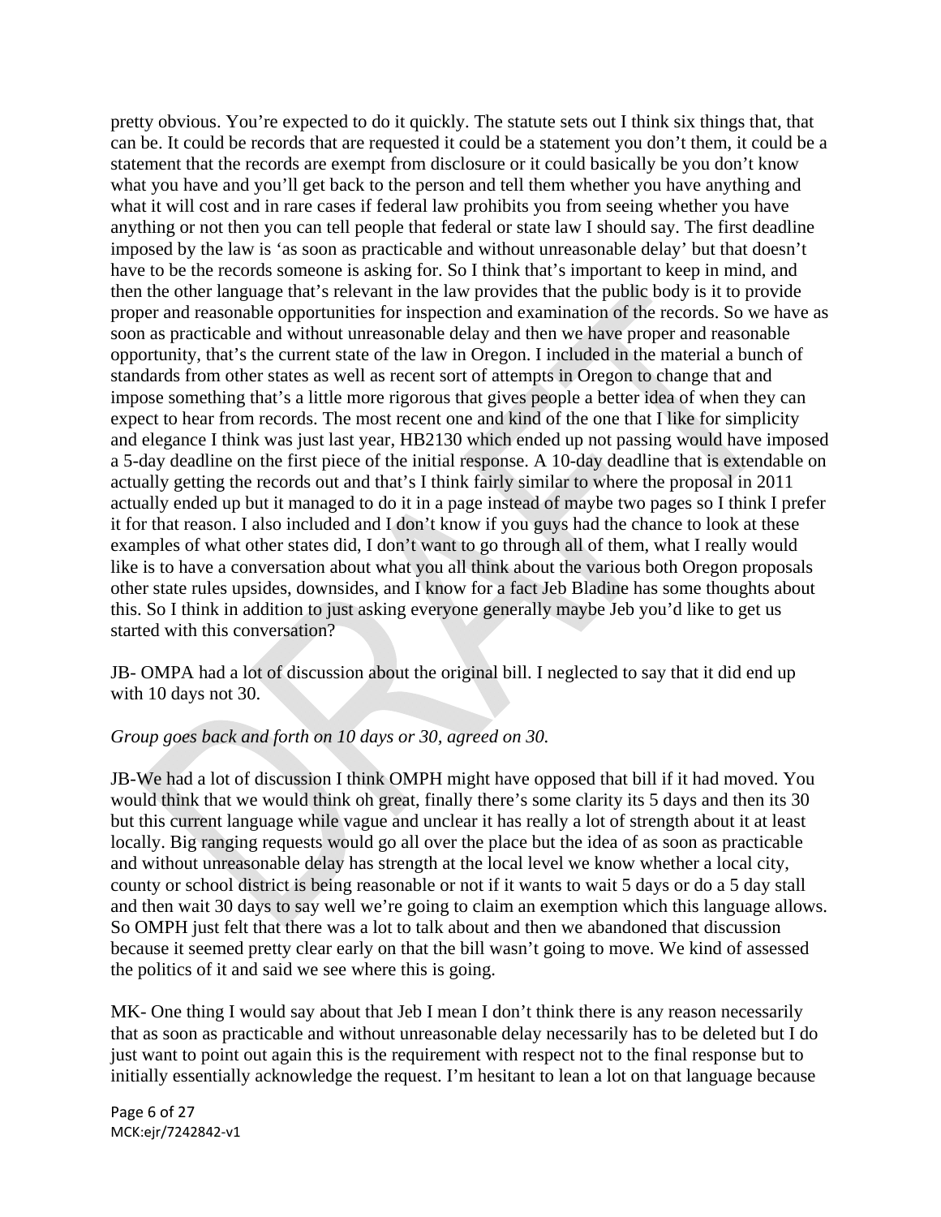pretty obvious. You're expected to do it quickly. The statute sets out I think six things that, that can be. It could be records that are requested it could be a statement you don't them, it could be a statement that the records are exempt from disclosure or it could basically be you don't know what you have and you'll get back to the person and tell them whether you have anything and what it will cost and in rare cases if federal law prohibits you from seeing whether you have anything or not then you can tell people that federal or state law I should say. The first deadline imposed by the law is 'as soon as practicable and without unreasonable delay' but that doesn't have to be the records someone is asking for. So I think that's important to keep in mind, and then the other language that's relevant in the law provides that the public body is it to provide proper and reasonable opportunities for inspection and examination of the records. So we have as soon as practicable and without unreasonable delay and then we have proper and reasonable opportunity, that's the current state of the law in Oregon. I included in the material a bunch of standards from other states as well as recent sort of attempts in Oregon to change that and impose something that's a little more rigorous that gives people a better idea of when they can expect to hear from records. The most recent one and kind of the one that I like for simplicity and elegance I think was just last year, HB2130 which ended up not passing would have imposed a 5-day deadline on the first piece of the initial response. A 10-day deadline that is extendable on actually getting the records out and that's I think fairly similar to where the proposal in 2011 actually ended up but it managed to do it in a page instead of maybe two pages so I think I prefer it for that reason. I also included and I don't know if you guys had the chance to look at these examples of what other states did, I don't want to go through all of them, what I really would like is to have a conversation about what you all think about the various both Oregon proposals other state rules upsides, downsides, and I know for a fact Jeb Bladine has some thoughts about this. So I think in addition to just asking everyone generally maybe Jeb you'd like to get us started with this conversation?

JB- OMPA had a lot of discussion about the original bill. I neglected to say that it did end up with 10 days not 30.

*Group goes back and forth on 10 days or 30, agreed on 30.*

JB-We had a lot of discussion I think OMPH might have opposed that bill if it had moved. You would think that we would think oh great, finally there's some clarity its 5 days and then its 30 but this current language while vague and unclear it has really a lot of strength about it at least locally. Big ranging requests would go all over the place but the idea of as soon as practicable and without unreasonable delay has strength at the local level we know whether a local city, county or school district is being reasonable or not if it wants to wait 5 days or do a 5 day stall and then wait 30 days to say well we're going to claim an exemption which this language allows. So OMPH just felt that there was a lot to talk about and then we abandoned that discussion because it seemed pretty clear early on that the bill wasn't going to move. We kind of assessed the politics of it and said we see where this is going.

MK- One thing I would say about that Jeb I mean I don't think there is any reason necessarily that as soon as practicable and without unreasonable delay necessarily has to be deleted but I do just want to point out again this is the requirement with respect not to the final response but to initially essentially acknowledge the request. I'm hesitant to lean a lot on that language because

MCK:ejr/7242842-v1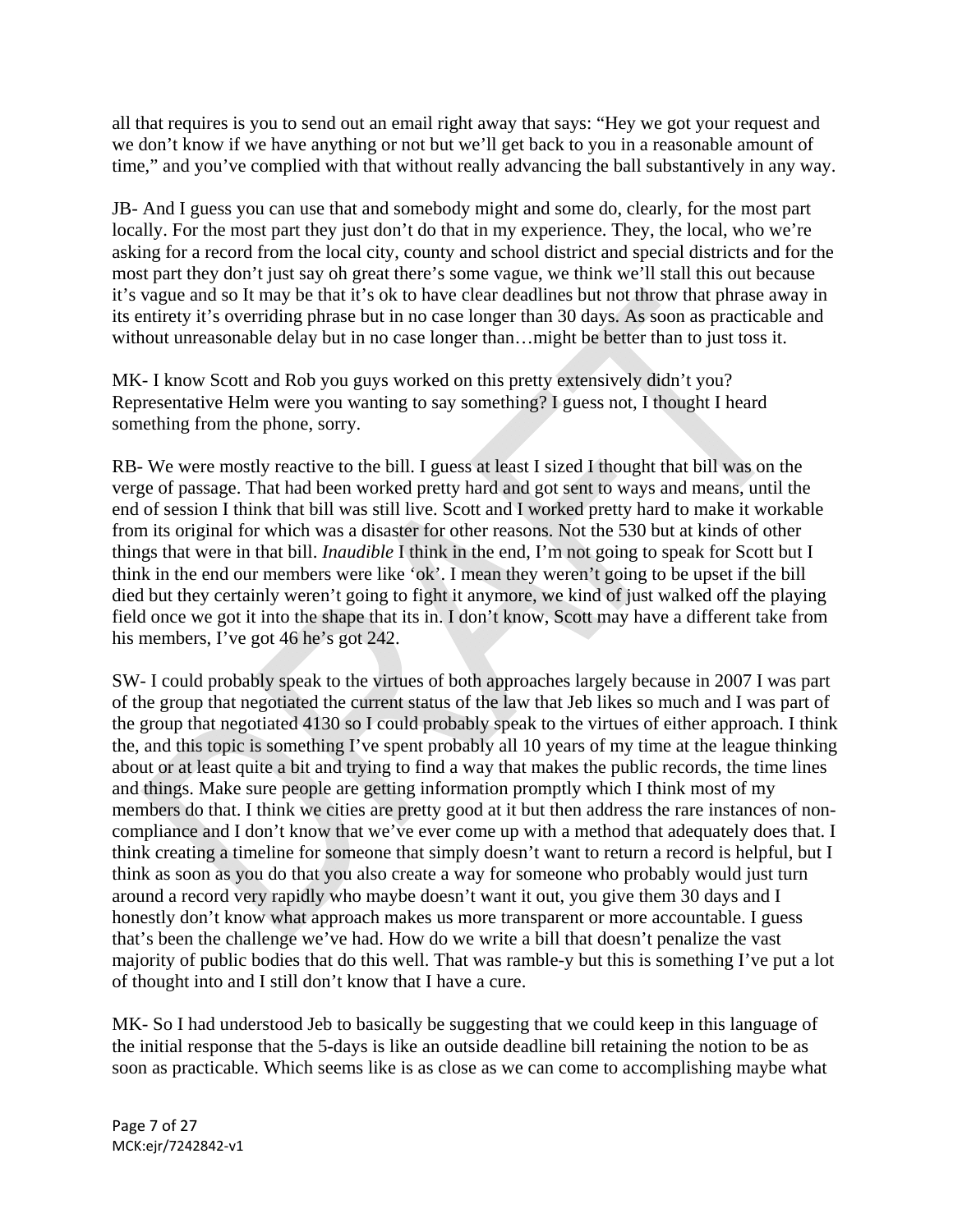all that requires is you to send out an email right away that says: "Hey we got your request and we don't know if we have anything or not but we'll get back to you in a reasonable amount of time," and you've complied with that without really advancing the ball substantively in any way.

JB- And I guess you can use that and somebody might and some do, clearly, for the most part locally. For the most part they just don't do that in my experience. They, the local, who we're asking for a record from the local city, county and school district and special districts and for the most part they don't just say oh great there's some vague, we think we'll stall this out because it's vague and so It may be that it's ok to have clear deadlines but not throw that phrase away in its entirety it's overriding phrase but in no case longer than 30 days. As soon as practicable and without unreasonable delay but in no case longer than…might be better than to just toss it.

MK- I know Scott and Rob you guys worked on this pretty extensively didn't you? Representative Helm were you wanting to say something? I guess not, I thought I heard something from the phone, sorry.

RB- We were mostly reactive to the bill. I guess at least I sized I thought that bill was on the verge of passage. That had been worked pretty hard and got sent to ways and means, until the end of session I think that bill was still live. Scott and I worked pretty hard to make it workable from its original for which was a disaster for other reasons. Not the 530 but at kinds of other things that were in that bill. *Inaudible* I think in the end, I'm not going to speak for Scott but I think in the end our members were like 'ok'. I mean they weren't going to be upset if the bill died but they certainly weren't going to fight it anymore, we kind of just walked off the playing field once we got it into the shape that its in. I don't know, Scott may have a different take from his members, I've got 46 he's got 242.

SW- I could probably speak to the virtues of both approaches largely because in 2007 I was part of the group that negotiated the current status of the law that Jeb likes so much and I was part of the group that negotiated 4130 so I could probably speak to the virtues of either approach. I think the, and this topic is something I've spent probably all 10 years of my time at the league thinking about or at least quite a bit and trying to find a way that makes the public records, the time lines and things. Make sure people are getting information promptly which I think most of my members do that. I think we cities are pretty good at it but then address the rare instances of non-compliance and I don't know that we've ever come up with a method that adequately does that. I think creating a timeline for someone that simply doesn't want to return a record is helpful, but I think as soon as you do that you also create a way for someone who probably would just turn around a record very rapidly who maybe doesn't want it out, you give them 30 days and I honestly don't know what approach makes us more transparent or more accountable. I guess that's been the challenge we've had. How do we write a bill that doesn't penalize the vast majority of public bodies that do this well. That was ramble-y but this is something I've put a lot of thought into and I still don't know that I have a cure.

MK- So I had understood Jeb to basically be suggesting that we could keep in this language of the initial response that the 5-days is like an outside deadline bill retaining the notion to be as soon as practicable. Which seems like is as close as we can come to accomplishing maybe what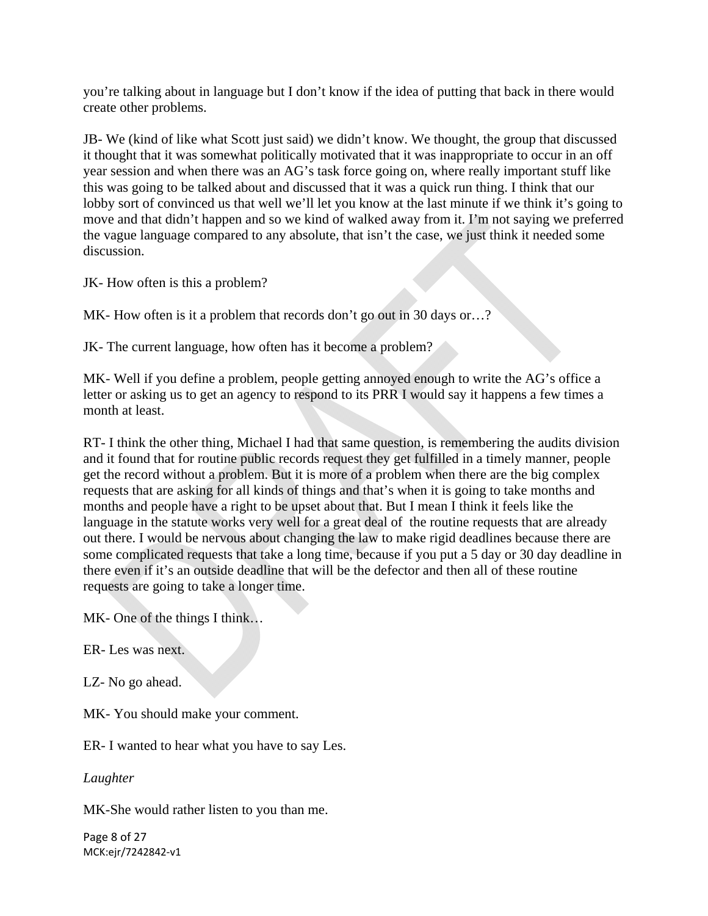you're talking about in language but I don't know if the idea of putting that back in there would create other problems.

JB- We (kind of like what Scott just said) we didn't know. We thought, the group that discussed it thought that it was somewhat politically motivated that it was inappropriate to occur in an off year session and when there was an AG's task force going on, where really important stuff like this was going to be talked about and discussed that it was a quick run thing. I think that our lobby sort of convinced us that well we'll let you know at the last minute if we think it's going to move and that didn't happen and so we kind of walked away from it. I'm not saying we preferred the vague language compared to any absolute, that isn't the case, we just think it needed some discussion.

JK- How often is this a problem?

MK- How often is it a problem that records don't go out in 30 days or…?

JK- The current language, how often has it become a problem?

MK- Well if you define a problem, people getting annoyed enough to write the AG's office a letter or asking us to get an agency to respond to its PRR I would say it happens a few times a month at least.

RT- I think the other thing, Michael I had that same question, is remembering the audits division and it found that for routine public records request they get fulfilled in a timely manner, people get the record without a problem. But it is more of a problem when there are the big complex requests that are asking for all kinds of things and that's when it is going to take months and months and people have a right to be upset about that. But I mean I think it feels like the language in the statute works very well for a great deal of the routine requests that are already out there. I would be nervous about changing the law to make rigid deadlines because there are some complicated requests that take a long time, because if you put a 5 day or 30 day deadline in there even if it's an outside deadline that will be the defector and then all of these routine requests are going to take a longer time.

MK- One of the things I think…

ER- Les was next.

LZ- No go ahead.

MK- You should make your comment.

ER- I wanted to hear what you have to say Les.

*Laughter*

MK-She would rather listen to you than me.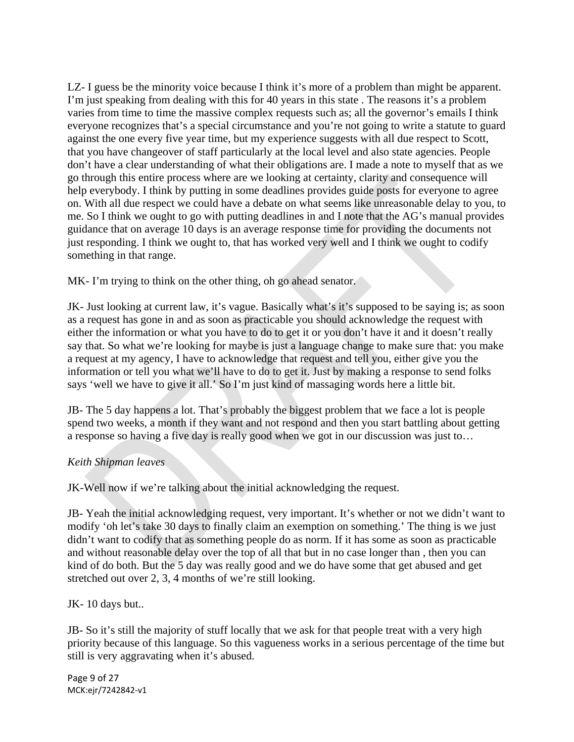LZ- I guess be the minority voice because I think it's more of a problem than might be apparent. I'm just speaking from dealing with this for 40 years in this state . The reasons it's a problem varies from time to time the massive complex requests such as; all the governor's emails I think everyone recognizes that's a special circumstance and you're not going to write a statute to guard against the one every five year time, but my experience suggests with all due respect to Scott, that you have changeover of staff particularly at the local level and also state agencies. People don't have a clear understanding of what their obligations are. I made a note to myself that as we go through this entire process where are we looking at certainty, clarity and consequence will help everybody. I think by putting in some deadlines provides guide posts for everyone to agree on. With all due respect we could have a debate on what seems like unreasonable delay to you, to me. So I think we ought to go with putting deadlines in and I note that the AG's manual provides guidance that on average 10 days is an average response time for providing the documents not just responding. I think we ought to, that has worked very well and I think we ought to codify something in that range.

MK- I'm trying to think on the other thing, oh go ahead senator.

JK- Just looking at current law, it's vague. Basically what's it's supposed to be saying is; as soon as a request has gone in and as soon as practicable you should acknowledge the request with either the information or what you have to do to get it or you don't have it and it doesn't really say that. So what we're looking for maybe is just a language change to make sure that: you make a request at my agency, I have to acknowledge that request and tell you, either give you the information or tell you what we'll have to do to get it. Just by making a response to send folks says 'well we have to give it all.' So I'm just kind of massaging words here a little bit.

JB- The 5 day happens a lot. That's probably the biggest problem that we face a lot is people spend two weeks, a month if they want and not respond and then you start battling about getting a response so having a five day is really good when we got in our discussion was just to…

*Keith Shipman leaves*

JK-Well now if we're talking about the initial acknowledging the request.

JB- Yeah the initial acknowledging request, very important. It's whether or not we didn't want to modify 'oh let's take 30 days to finally claim an exemption on something.' The thing is we just didn't want to codify that as something people do as norm. If it has some as soon as practicable and without reasonable delay over the top of all that but in no case longer than , then you can kind of do both. But the 5 day was really good and we do have some that get abused and get stretched out over 2, 3, 4 months of we're still looking.

JK- 10 days but..

JB- So it's still the majority of stuff locally that we ask for that people treat with a very high priority because of this language. So this vagueness works in a serious percentage of the time but still is very aggravating when it's abused.

MCK:ejr/7242842-v1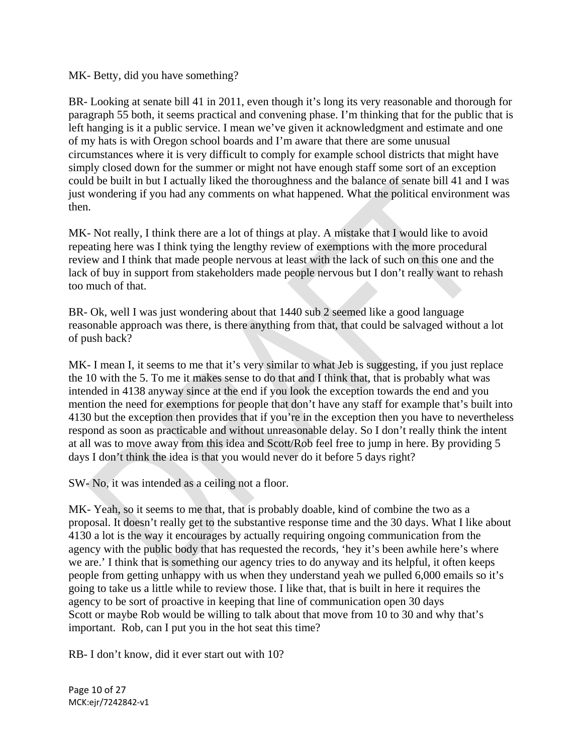MK- Betty, did you have something?

BR- Looking at senate bill 41 in 2011, even though it's long its very reasonable and thorough for paragraph 55 both, it seems practical and convening phase. I'm thinking that for the public that is left hanging is it a public service. I mean we've given it acknowledgment and estimate and one of my hats is with Oregon school boards and I'm aware that there are some unusual circumstances where it is very difficult to comply for example school districts that might have simply closed down for the summer or might not have enough staff some sort of an exception could be built in but I actually liked the thoroughness and the balance of senate bill 41 and I was just wondering if you had any comments on what happened. What the political environment was then.

MK- Not really, I think there are a lot of things at play. A mistake that I would like to avoid repeating here was I think tying the lengthy review of exemptions with the more procedural review and I think that made people nervous at least with the lack of such on this one and the lack of buy in support from stakeholders made people nervous but I don't really want to rehash too much of that.

BR- Ok, well I was just wondering about that 1440 sub 2 seemed like a good language reasonable approach was there, is there anything from that, that could be salvaged without a lot of push back?

MK- I mean I, it seems to me that it's very similar to what Jeb is suggesting, if you just replace the 10 with the 5. To me it makes sense to do that and I think that, that is probably what was intended in 4138 anyway since at the end if you look the exception towards the end and you mention the need for exemptions for people that don't have any staff for example that's built into 4130 but the exception then provides that if you're in the exception then you have to nevertheless respond as soon as practicable and without unreasonable delay. So I don't really think the intent at all was to move away from this idea and Scott/Rob feel free to jump in here. By providing 5 days I don't think the idea is that you would never do it before 5 days right?

SW- No, it was intended as a ceiling not a floor.

MK- Yeah, so it seems to me that, that is probably doable, kind of combine the two as a proposal. It doesn't really get to the substantive response time and the 30 days. What I like about 4130 a lot is the way it encourages by actually requiring ongoing communication from the agency with the public body that has requested the records, 'hey it's been awhile here's where we are.' I think that is something our agency tries to do anyway and its helpful, it often keeps people from getting unhappy with us when they understand yeah we pulled 6,000 emails so it's going to take us a little while to review those. I like that, that is built in here it requires the agency to be sort of proactive in keeping that line of communication open 30 days Scott or maybe Rob would be willing to talk about that move from 10 to 30 and why that's important. Rob, can I put you in the hot seat this time?

RB- I don't know, did it ever start out with 10?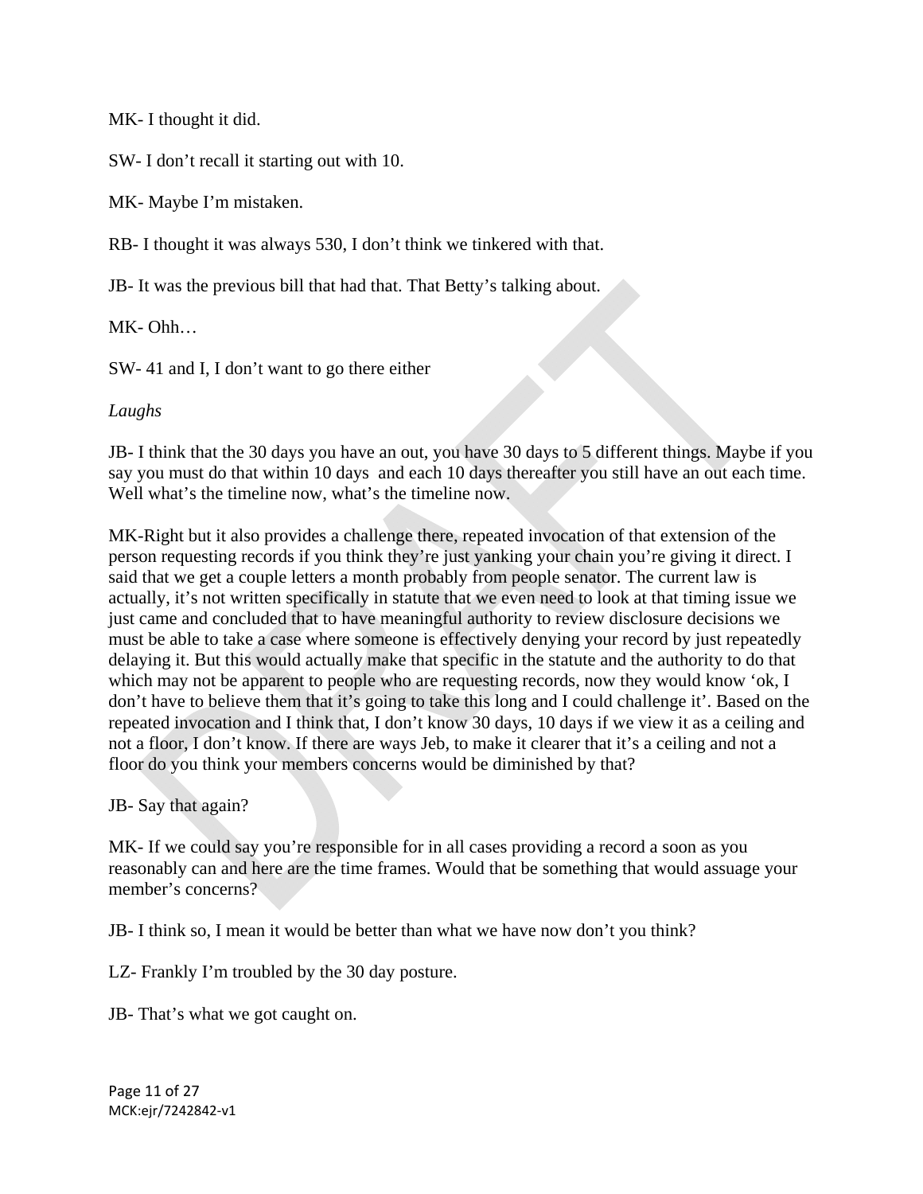MK- I thought it did.

SW- I don't recall it starting out with 10.

MK- Maybe I'm mistaken.

RB- I thought it was always 530, I don't think we tinkered with that.

JB- It was the previous bill that had that. That Betty's talking about.

MK- Ohh…

SW- 41 and I, I don't want to go there either

*Laughs*

JB- I think that the 30 days you have an out, you have 30 days to 5 different things. Maybe if you say you must do that within 10 days  and each 10 days thereafter you still have an out each time. Well what's the timeline now, what's the timeline now.

MK-Right but it also provides a challenge there, repeated invocation of that extension of the person requesting records if you think they're just yanking your chain you're giving it direct. I said that we get a couple letters a month probably from people senator. The current law is actually, it's not written specifically in statute that we even need to look at that timing issue we just came and concluded that to have meaningful authority to review disclosure decisions we must be able to take a case where someone is effectively denying your record by just repeatedly delaying it. But this would actually make that specific in the statute and the authority to do that which may not be apparent to people who are requesting records, now they would know 'ok, I don't have to believe them that it's going to take this long and I could challenge it'. Based on the repeated invocation and I think that, I don't know 30 days, 10 days if we view it as a ceiling and not a floor, I don't know. If there are ways Jeb, to make it clearer that it's a ceiling and not a floor do you think your members concerns would be diminished by that?

JB- Say that again?

MK- If we could say you're responsible for in all cases providing a record a soon as you reasonably can and here are the time frames. Would that be something that would assuage your member's concerns?

JB- I think so, I mean it would be better than what we have now don't you think?

LZ- Frankly I'm troubled by the 30 day posture.

JB- That's what we got caught on.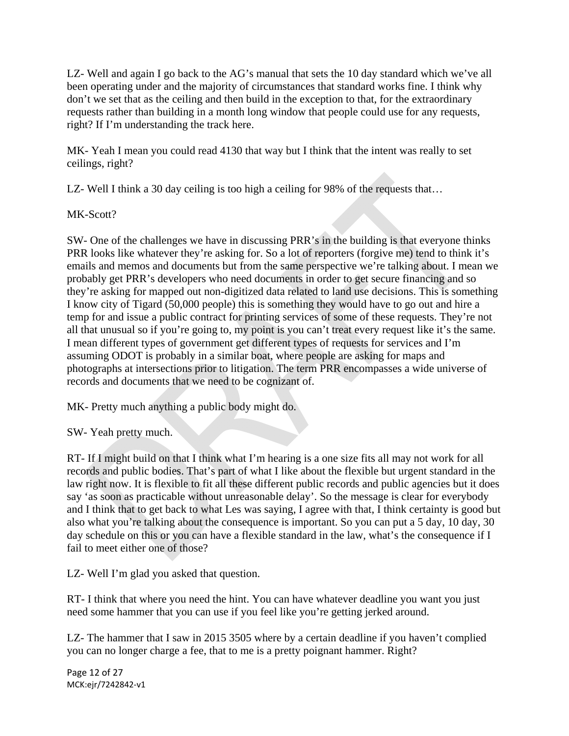LZ- Well and again I go back to the AG's manual that sets the 10 day standard which we've all been operating under and the majority of circumstances that standard works fine. I think why don't we set that as the ceiling and then build in the exception to that, for the extraordinary requests rather than building in a month long window that people could use for any requests, right? If I'm understanding the track here.

MK- Yeah I mean you could read 4130 that way but I think that the intent was really to set ceilings, right?

LZ- Well I think a 30 day ceiling is too high a ceiling for 98% of the requests that…

MK-Scott?

SW- One of the challenges we have in discussing PRR's in the building is that everyone thinks PRR looks like whatever they're asking for. So a lot of reporters (forgive me) tend to think it's emails and memos and documents but from the same perspective we're talking about. I mean we probably get PRR's developers who need documents in order to get secure financing and so they're asking for mapped out non-digitized data related to land use decisions. This is something I know city of Tigard (50,000 people) this is something they would have to go out and hire a temp for and issue a public contract for printing services of some of these requests. They're not all that unusual so if you're going to, my point is you can't treat every request like it's the same. I mean different types of government get different types of requests for services and I'm assuming ODOT is probably in a similar boat, where people are asking for maps and photographs at intersections prior to litigation. The term PRR encompasses a wide universe of records and documents that we need to be cognizant of.

MK- Pretty much anything a public body might do.

SW- Yeah pretty much.

RT- If I might build on that I think what I'm hearing is a one size fits all may not work for all records and public bodies. That's part of what I like about the flexible but urgent standard in the law right now. It is flexible to fit all these different public records and public agencies but it does say 'as soon as practicable without unreasonable delay'. So the message is clear for everybody and I think that to get back to what Les was saying, I agree with that, I think certainty is good but also what you're talking about the consequence is important. So you can put a 5 day, 10 day, 30 day schedule on this or you can have a flexible standard in the law, what's the consequence if I fail to meet either one of those?

LZ- Well I'm glad you asked that question.

RT- I think that where you need the hint. You can have whatever deadline you want you just need some hammer that you can use if you feel like you're getting jerked around.

LZ- The hammer that I saw in 2015 3505 where by a certain deadline if you haven't complied you can no longer charge a fee, that to me is a pretty poignant hammer. Right?

MCK:ejr/7242842-v1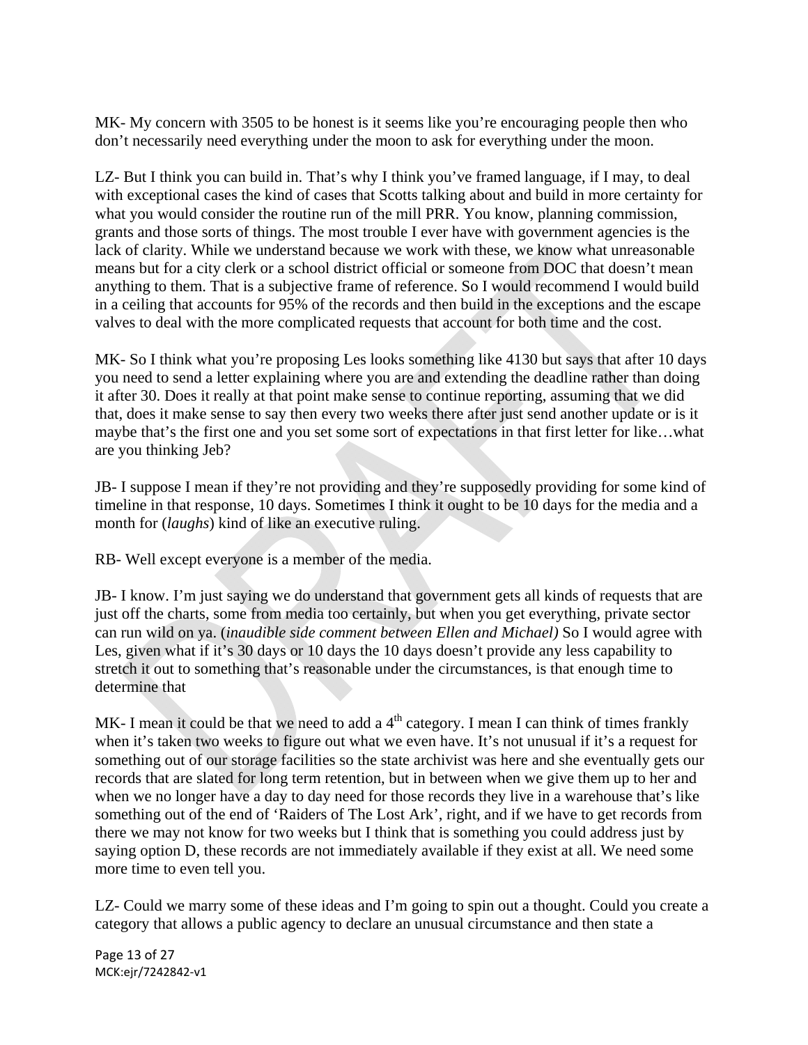MK- My concern with 3505 to be honest is it seems like you're encouraging people then who don't necessarily need everything under the moon to ask for everything under the moon.

LZ- But I think you can build in. That's why I think you've framed language, if I may, to deal with exceptional cases the kind of cases that Scotts talking about and build in more certainty for what you would consider the routine run of the mill PRR. You know, planning commission, grants and those sorts of things. The most trouble I ever have with government agencies is the lack of clarity. While we understand because we work with these, we know what unreasonable means but for a city clerk or a school district official or someone from DOC that doesn't mean anything to them. That is a subjective frame of reference. So I would recommend I would build in a ceiling that accounts for 95% of the records and then build in the exceptions and the escape valves to deal with the more complicated requests that account for both time and the cost.

MK- So I think what you're proposing Les looks something like 4130 but says that after 10 days you need to send a letter explaining where you are and extending the deadline rather than doing it after 30. Does it really at that point make sense to continue reporting, assuming that we did that, does it make sense to say then every two weeks there after just send another update or is it maybe that's the first one and you set some sort of expectations in that first letter for like…what are you thinking Jeb?

JB- I suppose I mean if they're not providing and they're supposedly providing for some kind of timeline in that response, 10 days. Sometimes I think it ought to be 10 days for the media and a month for (*laughs*) kind of like an executive ruling.

RB- Well except everyone is a member of the media.

JB- I know. I'm just saying we do understand that government gets all kinds of requests that are just off the charts, some from media too certainly, but when you get everything, private sector can run wild on ya. (*inaudible side comment between Ellen and Michael)* So I would agree with Les, given what if it's 30 days or 10 days the 10 days doesn't provide any less capability to stretch it out to something that's reasonable under the circumstances, is that enough time to determine that

MK- I mean it could be that we need to add a 4th category. I mean I can think of times frankly when it's taken two weeks to figure out what we even have. It's not unusual if it's a request for something out of our storage facilities so the state archivist was here and she eventually gets our records that are slated for long term retention, but in between when we give them up to her and when we no longer have a day to day need for those records they live in a warehouse that's like something out of the end of 'Raiders of The Lost Ark', right, and if we have to get records from there we may not know for two weeks but I think that is something you could address just by saying option D, these records are not immediately available if they exist at all. We need some more time to even tell you.

LZ- Could we marry some of these ideas and I'm going to spin out a thought. Could you create a category that allows a public agency to declare an unusual circumstance and then state a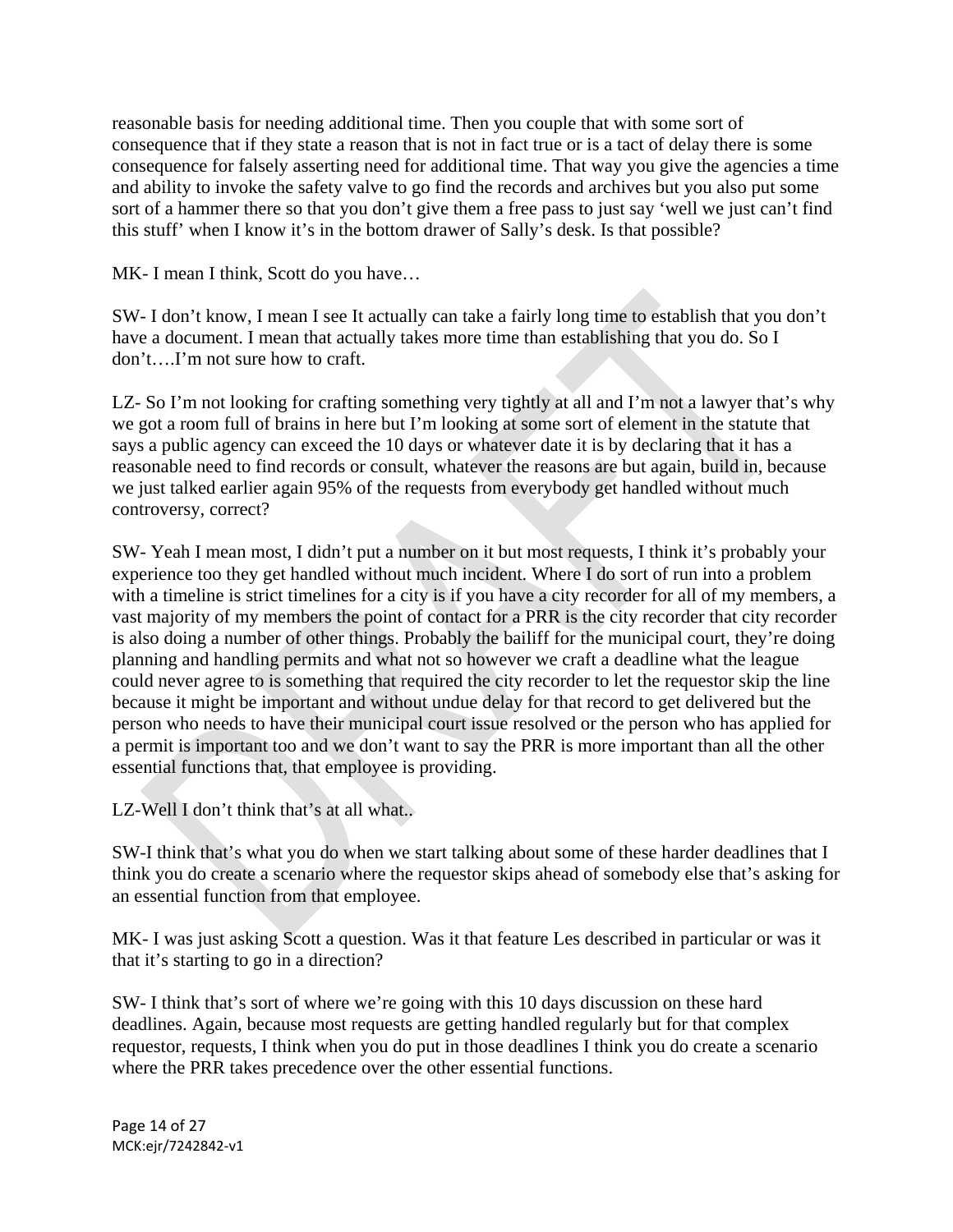reasonable basis for needing additional time. Then you couple that with some sort of consequence that if they state a reason that is not in fact true or is a tact of delay there is some consequence for falsely asserting need for additional time. That way you give the agencies a time and ability to invoke the safety valve to go find the records and archives but you also put some sort of a hammer there so that you don't give them a free pass to just say 'well we just can't find this stuff' when I know it's in the bottom drawer of Sally's desk. Is that possible?

MK- I mean I think, Scott do you have…

SW- I don't know, I mean I see It actually can take a fairly long time to establish that you don't have a document. I mean that actually takes more time than establishing that you do. So I don't….I'm not sure how to craft.

LZ- So I'm not looking for crafting something very tightly at all and I'm not a lawyer that's why we got a room full of brains in here but I'm looking at some sort of element in the statute that says a public agency can exceed the 10 days or whatever date it is by declaring that it has a reasonable need to find records or consult, whatever the reasons are but again, build in, because we just talked earlier again 95% of the requests from everybody get handled without much controversy, correct?

SW- Yeah I mean most, I didn't put a number on it but most requests, I think it's probably your experience too they get handled without much incident. Where I do sort of run into a problem with a timeline is strict timelines for a city is if you have a city recorder for all of my members, a vast majority of my members the point of contact for a PRR is the city recorder that city recorder is also doing a number of other things. Probably the bailiff for the municipal court, they're doing planning and handling permits and what not so however we craft a deadline what the league could never agree to is something that required the city recorder to let the requestor skip the line because it might be important and without undue delay for that record to get delivered but the person who needs to have their municipal court issue resolved or the person who has applied for a permit is important too and we don't want to say the PRR is more important than all the other essential functions that, that employee is providing.

LZ-Well I don't think that's at all what..

SW-I think that's what you do when we start talking about some of these harder deadlines that I think you do create a scenario where the requestor skips ahead of somebody else that's asking for an essential function from that employee.

MK- I was just asking Scott a question. Was it that feature Les described in particular or was it that it's starting to go in a direction?

SW- I think that's sort of where we're going with this 10 days discussion on these hard deadlines. Again, because most requests are getting handled regularly but for that complex requestor, requests, I think when you do put in those deadlines I think you do create a scenario where the PRR takes precedence over the other essential functions.

MCK:ejr/7242842-v1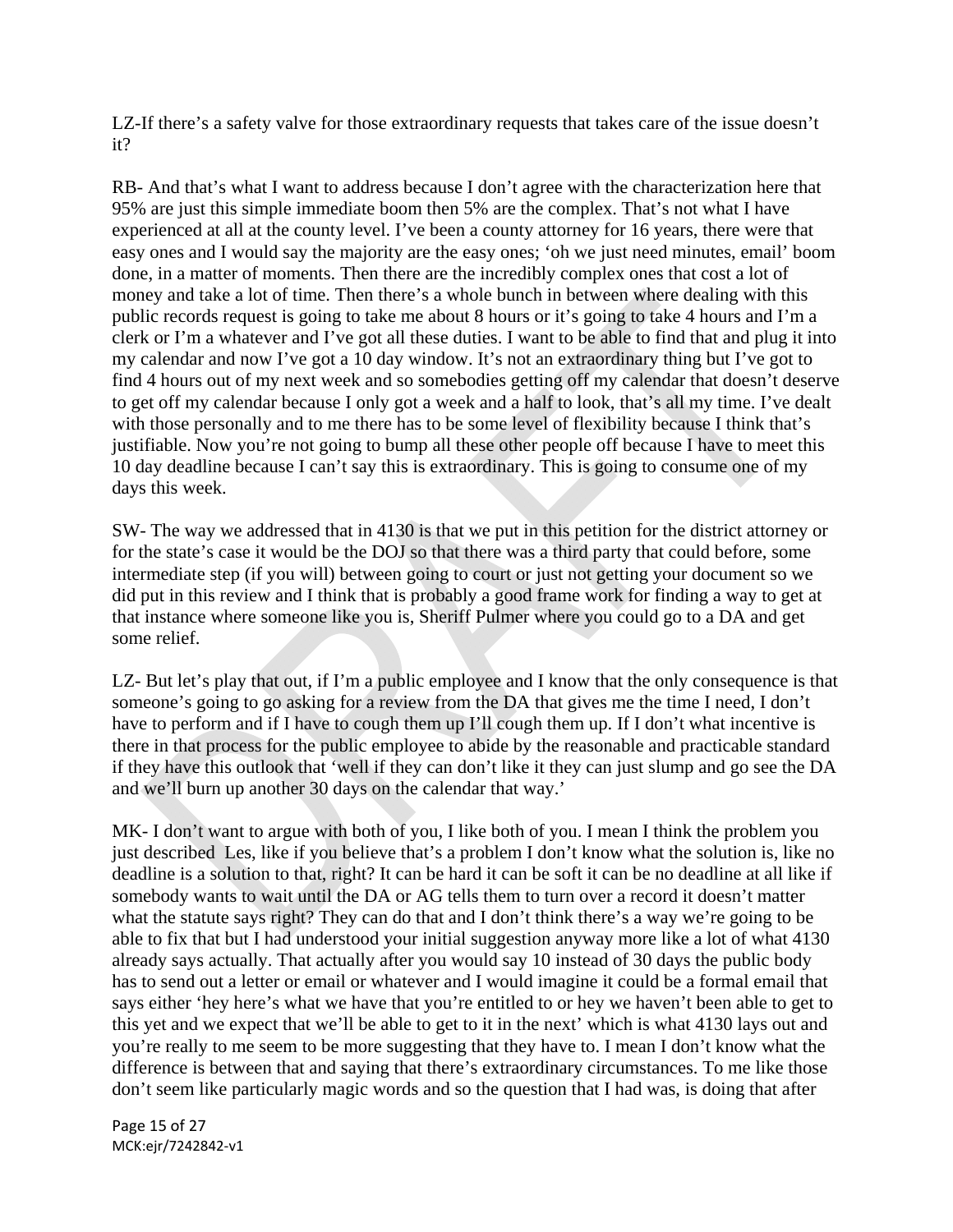LZ-If there's a safety valve for those extraordinary requests that takes care of the issue doesn't it?

RB- And that's what I want to address because I don't agree with the characterization here that 95% are just this simple immediate boom then 5% are the complex. That's not what I have experienced at all at the county level. I've been a county attorney for 16 years, there were that easy ones and I would say the majority are the easy ones; 'oh we just need minutes, email' boom done, in a matter of moments. Then there are the incredibly complex ones that cost a lot of money and take a lot of time. Then there's a whole bunch in between where dealing with this public records request is going to take me about 8 hours or it's going to take 4 hours and I'm a clerk or I'm a whatever and I've got all these duties. I want to be able to find that and plug it into my calendar and now I've got a 10 day window. It's not an extraordinary thing but I've got to find 4 hours out of my next week and so somebodies getting off my calendar that doesn't deserve to get off my calendar because I only got a week and a half to look, that's all my time. I've dealt with those personally and to me there has to be some level of flexibility because I think that's justifiable. Now you're not going to bump all these other people off because I have to meet this 10 day deadline because I can't say this is extraordinary. This is going to consume one of my days this week.

SW- The way we addressed that in 4130 is that we put in this petition for the district attorney or for the state's case it would be the DOJ so that there was a third party that could before, some intermediate step (if you will) between going to court or just not getting your document so we did put in this review and I think that is probably a good frame work for finding a way to get at that instance where someone like you is, Sheriff Pulmer where you could go to a DA and get some relief.

LZ- But let's play that out, if I'm a public employee and I know that the only consequence is that someone's going to go asking for a review from the DA that gives me the time I need, I don't have to perform and if I have to cough them up I'll cough them up. If I don't what incentive is there in that process for the public employee to abide by the reasonable and practicable standard if they have this outlook that 'well if they can don't like it they can just slump and go see the DA and we'll burn up another 30 days on the calendar that way.'

MK- I don't want to argue with both of you, I like both of you. I mean I think the problem you just described Les, like if you believe that's a problem I don't know what the solution is, like no deadline is a solution to that, right? It can be hard it can be soft it can be no deadline at all like if somebody wants to wait until the DA or AG tells them to turn over a record it doesn't matter what the statute says right? They can do that and I don't think there's a way we're going to be able to fix that but I had understood your initial suggestion anyway more like a lot of what 4130 already says actually. That actually after you would say 10 instead of 30 days the public body has to send out a letter or email or whatever and I would imagine it could be a formal email that says either 'hey here's what we have that you're entitled to or hey we haven't been able to get to this yet and we expect that we'll be able to get to it in the next' which is what 4130 lays out and you're really to me seem to be more suggesting that they have to. I mean I don't know what the difference is between that and saying that there's extraordinary circumstances. To me like those don't seem like particularly magic words and so the question that I had was, is doing that after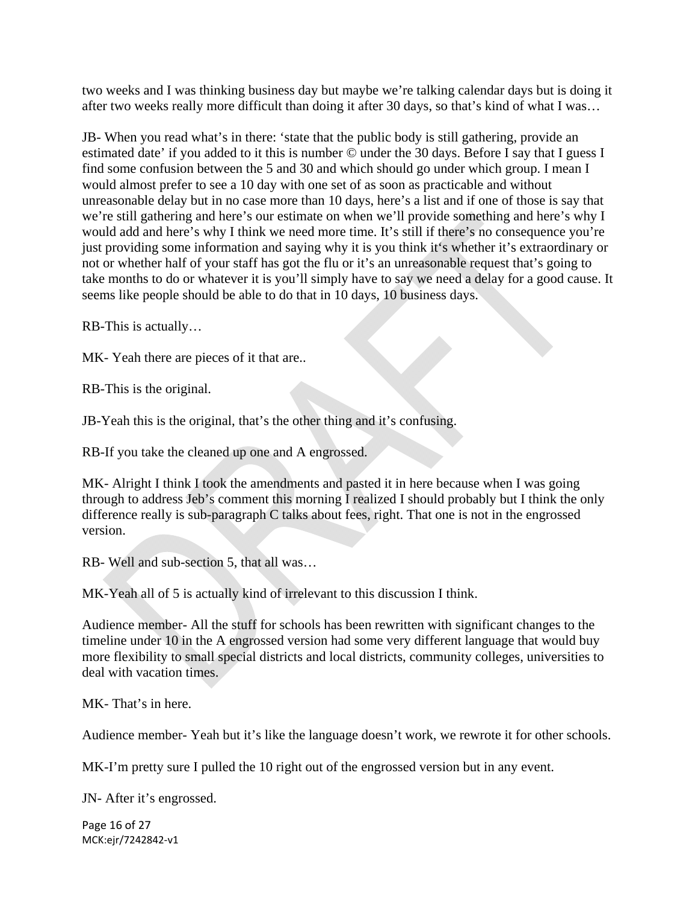two weeks and I was thinking business day but maybe we're talking calendar days but is doing it after two weeks really more difficult than doing it after 30 days, so that's kind of what I was…

JB- When you read what's in there: 'state that the public body is still gathering, provide an estimated date' if you added to it this is number © under the 30 days. Before I say that I guess I find some confusion between the 5 and 30 and which should go under which group. I mean I would almost prefer to see a 10 day with one set of as soon as practicable and without unreasonable delay but in no case more than 10 days, here's a list and if one of those is say that we're still gathering and here's our estimate on when we'll provide something and here's why I would add and here's why I think we need more time. It's still if there's no consequence you're just providing some information and saying why it is you think it's whether it's extraordinary or not or whether half of your staff has got the flu or it's an unreasonable request that's going to take months to do or whatever it is you'll simply have to say we need a delay for a good cause. It seems like people should be able to do that in 10 days, 10 business days.

RB-This is actually…

MK- Yeah there are pieces of it that are..

RB-This is the original.

JB-Yeah this is the original, that's the other thing and it's confusing.

RB-If you take the cleaned up one and A engrossed.

MK- Alright I think I took the amendments and pasted it in here because when I was going through to address Jeb's comment this morning I realized I should probably but I think the only difference really is sub-paragraph C talks about fees, right. That one is not in the engrossed version.

RB- Well and sub-section 5, that all was…

MK-Yeah all of 5 is actually kind of irrelevant to this discussion I think.

Audience member- All the stuff for schools has been rewritten with significant changes to the timeline under 10 in the A engrossed version had some very different language that would buy more flexibility to small special districts and local districts, community colleges, universities to deal with vacation times.

MK- That's in here.

Audience member- Yeah but it's like the language doesn't work, we rewrote it for other schools.

MK-I'm pretty sure I pulled the 10 right out of the engrossed version but in any event.

JN- After it's engrossed.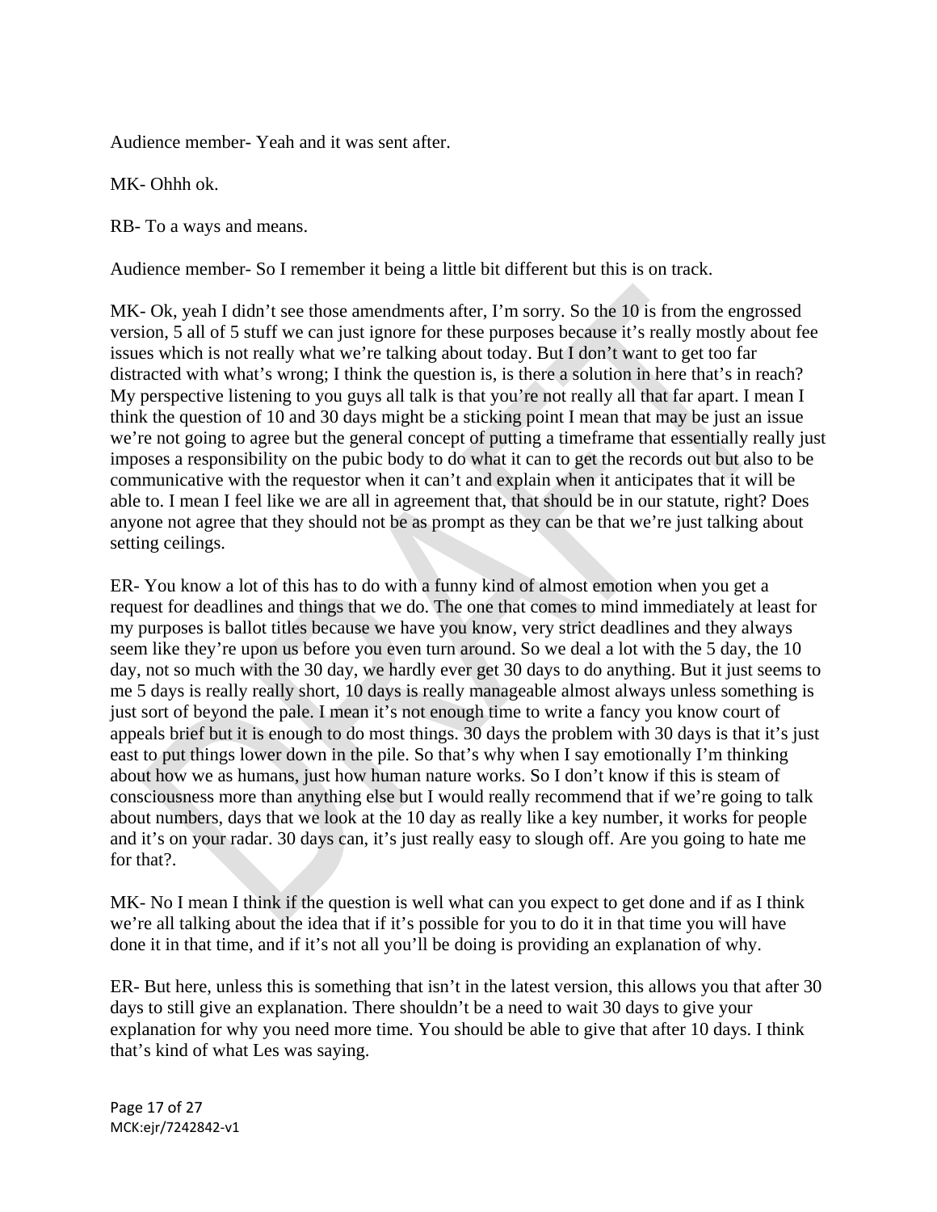Audience member- Yeah and it was sent after.

MK- Ohhh ok.

RB- To a ways and means.

Audience member- So I remember it being a little bit different but this is on track.

MK- Ok, yeah I didn't see those amendments after, I'm sorry. So the 10 is from the engrossed version, 5 all of 5 stuff we can just ignore for these purposes because it's really mostly about fee issues which is not really what we're talking about today. But I don't want to get too far distracted with what's wrong; I think the question is, is there a solution in here that's in reach? My perspective listening to you guys all talk is that you're not really all that far apart. I mean I think the question of 10 and 30 days might be a sticking point I mean that may be just an issue we're not going to agree but the general concept of putting a timeframe that essentially really just imposes a responsibility on the pubic body to do what it can to get the records out but also to be communicative with the requestor when it can't and explain when it anticipates that it will be able to. I mean I feel like we are all in agreement that, that should be in our statute, right? Does anyone not agree that they should not be as prompt as they can be that we're just talking about setting ceilings.

ER- You know a lot of this has to do with a funny kind of almost emotion when you get a request for deadlines and things that we do. The one that comes to mind immediately at least for my purposes is ballot titles because we have you know, very strict deadlines and they always seem like they're upon us before you even turn around. So we deal a lot with the 5 day, the 10 day, not so much with the 30 day, we hardly ever get 30 days to do anything. But it just seems to me 5 days is really really short, 10 days is really manageable almost always unless something is just sort of beyond the pale. I mean it's not enough time to write a fancy you know court of appeals brief but it is enough to do most things. 30 days the problem with 30 days is that it's just east to put things lower down in the pile. So that's why when I say emotionally I'm thinking about how we as humans, just how human nature works. So I don't know if this is steam of consciousness more than anything else but I would really recommend that if we're going to talk about numbers, days that we look at the 10 day as really like a key number, it works for people and it's on your radar. 30 days can, it's just really easy to slough off. Are you going to hate me for that?.

MK- No I mean I think if the question is well what can you expect to get done and if as I think we're all talking about the idea that if it's possible for you to do it in that time you will have done it in that time, and if it's not all you'll be doing is providing an explanation of why.

ER- But here, unless this is something that isn't in the latest version, this allows you that after 30 days to still give an explanation. There shouldn't be a need to wait 30 days to give your explanation for why you need more time. You should be able to give that after 10 days. I think that's kind of what Les was saying.

MCK:ejr/7242842-v1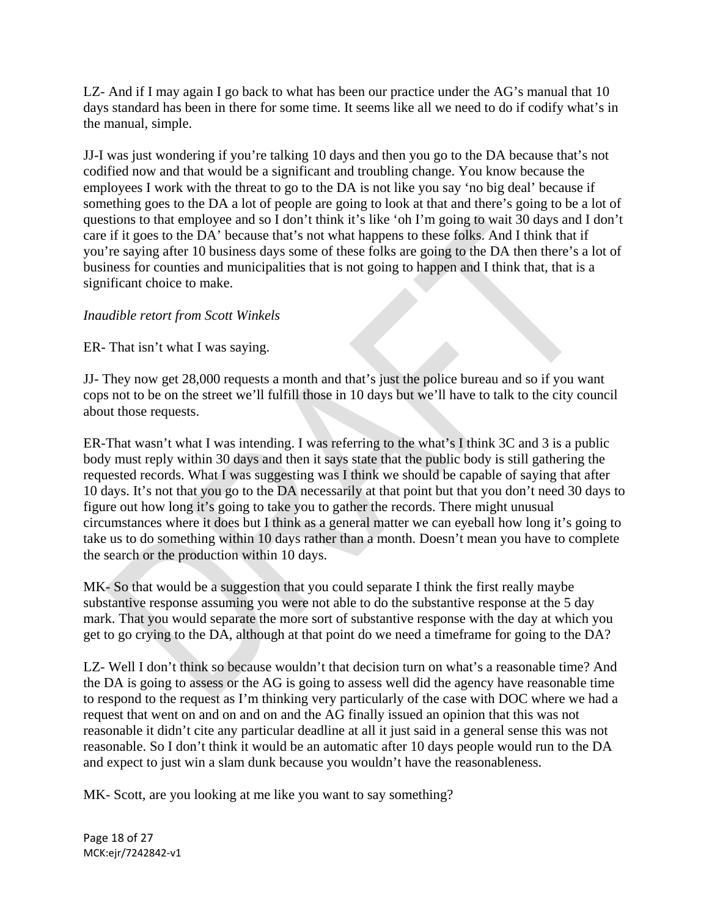LZ- And if I may again I go back to what has been our practice under the AG's manual that 10 days standard has been in there for some time. It seems like all we need to do if codify what's in the manual, simple.

JJ-I was just wondering if you're talking 10 days and then you go to the DA because that's not codified now and that would be a significant and troubling change. You know because the employees I work with the threat to go to the DA is not like you say 'no big deal' because if something goes to the DA a lot of people are going to look at that and there's going to be a lot of questions to that employee and so I don't think it's like 'oh I'm going to wait 30 days and I don't care if it goes to the DA' because that's not what happens to these folks. And I think that if you're saying after 10 business days some of these folks are going to the DA then there's a lot of business for counties and municipalities that is not going to happen and I think that, that is a significant choice to make.

*Inaudible retort from Scott Winkels*

ER- That isn't what I was saying.

JJ- They now get 28,000 requests a month and that's just the police bureau and so if you want cops not to be on the street we'll fulfill those in 10 days but we'll have to talk to the city council about those requests.

ER-That wasn't what I was intending. I was referring to the what's I think 3C and 3 is a public body must reply within 30 days and then it says state that the public body is still gathering the requested records. What I was suggesting was I think we should be capable of saying that after 10 days. It's not that you go to the DA necessarily at that point but that you don't need 30 days to figure out how long it's going to take you to gather the records. There might unusual circumstances where it does but I think as a general matter we can eyeball how long it's going to take us to do something within 10 days rather than a month. Doesn't mean you have to complete the search or the production within 10 days.

MK- So that would be a suggestion that you could separate I think the first really maybe substantive response assuming you were not able to do the substantive response at the 5 day mark. That you would separate the more sort of substantive response with the day at which you get to go crying to the DA, although at that point do we need a timeframe for going to the DA?

LZ- Well I don't think so because wouldn't that decision turn on what's a reasonable time? And the DA is going to assess or the AG is going to assess well did the agency have reasonable time to respond to the request as I'm thinking very particularly of the case with DOC where we had a request that went on and on and on and the AG finally issued an opinion that this was not reasonable it didn't cite any particular deadline at all it just said in a general sense this was not reasonable. So I don't think it would be an automatic after 10 days people would run to the DA and expect to just win a slam dunk because you wouldn't have the reasonableness.

MK- Scott, are you looking at me like you want to say something?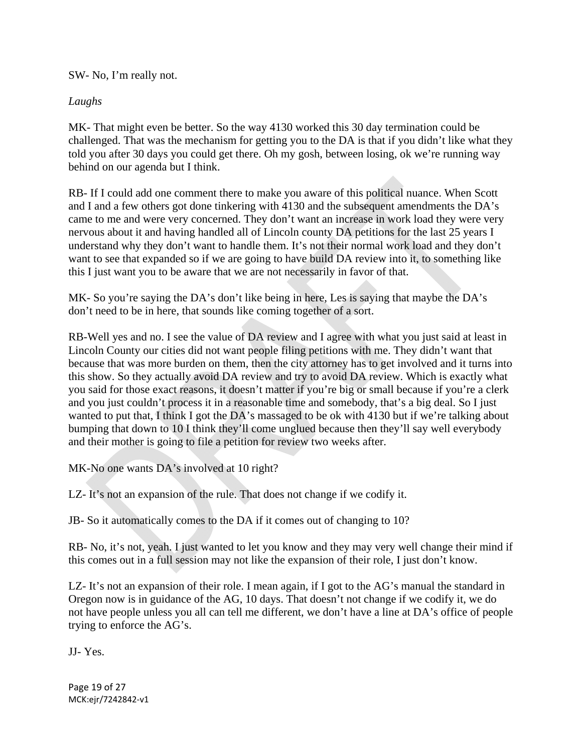SW- No, I'm really not.

*Laughs*

MK- That might even be better. So the way 4130 worked this 30 day termination could be challenged. That was the mechanism for getting you to the DA is that if you didn't like what they told you after 30 days you could get there. Oh my gosh, between losing, ok we're running way behind on our agenda but I think.

RB- If I could add one comment there to make you aware of this political nuance. When Scott and I and a few others got done tinkering with 4130 and the subsequent amendments the DA's came to me and were very concerned. They don't want an increase in work load they were very nervous about it and having handled all of Lincoln county DA petitions for the last 25 years I understand why they don't want to handle them. It's not their normal work load and they don't want to see that expanded so if we are going to have build DA review into it, to something like this I just want you to be aware that we are not necessarily in favor of that.

MK- So you're saying the DA's don't like being in here, Les is saying that maybe the DA's don't need to be in here, that sounds like coming together of a sort.

RB-Well yes and no. I see the value of DA review and I agree with what you just said at least in Lincoln County our cities did not want people filing petitions with me. They didn't want that because that was more burden on them, then the city attorney has to get involved and it turns into this show. So they actually avoid DA review and try to avoid DA review. Which is exactly what you said for those exact reasons, it doesn't matter if you're big or small because if you're a clerk and you just couldn't process it in a reasonable time and somebody, that's a big deal. So I just wanted to put that, I think I got the DA's massaged to be ok with 4130 but if we're talking about bumping that down to 10 I think they'll come unglued because then they'll say well everybody and their mother is going to file a petition for review two weeks after.

MK-No one wants DA's involved at 10 right?

LZ- It's not an expansion of the rule. That does not change if we codify it.

JB- So it automatically comes to the DA if it comes out of changing to 10?

RB- No, it's not, yeah. I just wanted to let you know and they may very well change their mind if this comes out in a full session may not like the expansion of their role, I just don't know.

LZ- It's not an expansion of their role. I mean again, if I got to the AG's manual the standard in Oregon now is in guidance of the AG, 10 days. That doesn't not change if we codify it, we do not have people unless you all can tell me different, we don't have a line at DA's office of people trying to enforce the AG's.

JJ- Yes.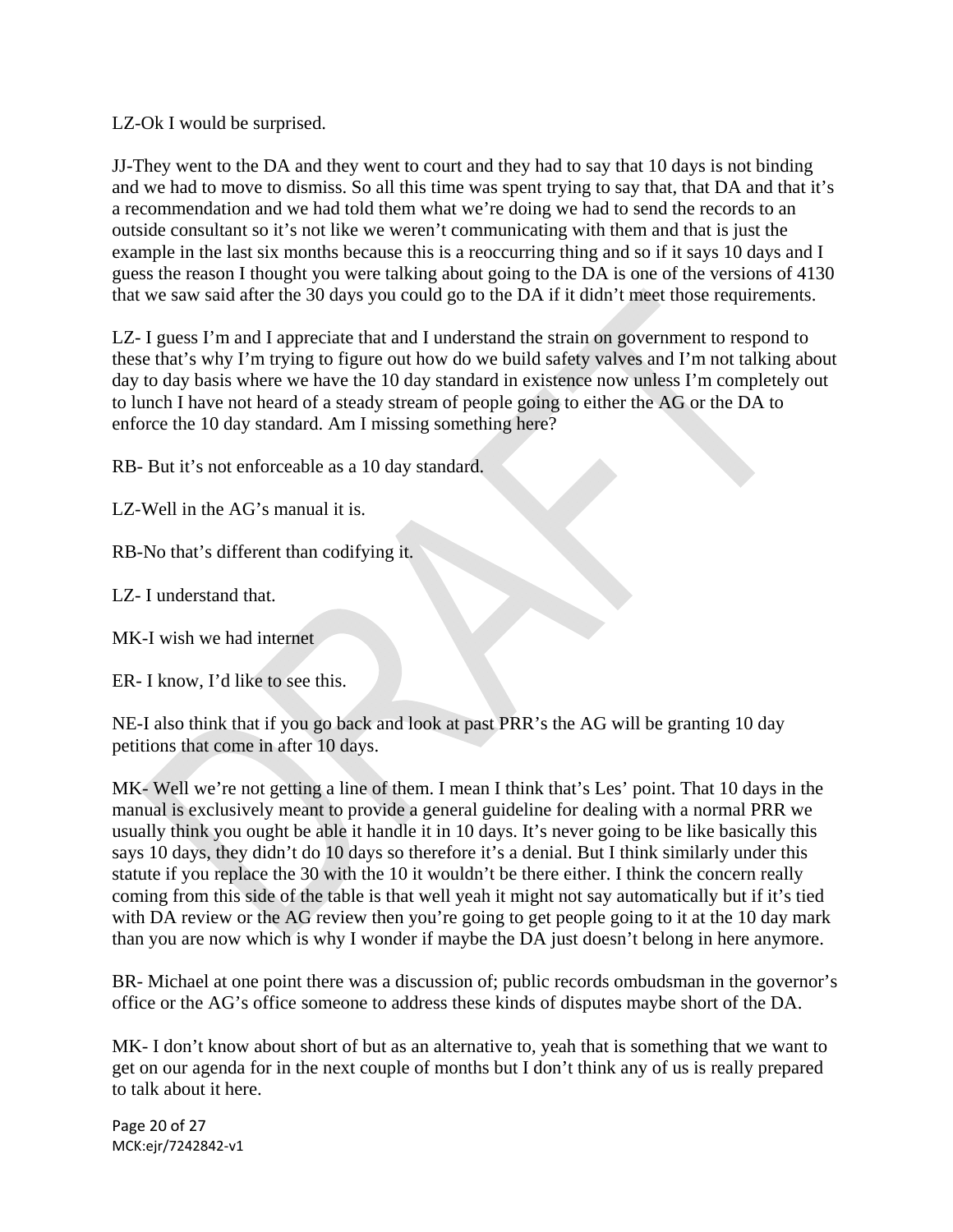LZ-Ok I would be surprised.

JJ-They went to the DA and they went to court and they had to say that 10 days is not binding and we had to move to dismiss. So all this time was spent trying to say that, that DA and that it's a recommendation and we had told them what we're doing we had to send the records to an outside consultant so it's not like we weren't communicating with them and that is just the example in the last six months because this is a reoccurring thing and so if it says 10 days and I guess the reason I thought you were talking about going to the DA is one of the versions of 4130 that we saw said after the 30 days you could go to the DA if it didn't meet those requirements.

LZ- I guess I'm and I appreciate that and I understand the strain on government to respond to these that's why I'm trying to figure out how do we build safety valves and I'm not talking about day to day basis where we have the 10 day standard in existence now unless I'm completely out to lunch I have not heard of a steady stream of people going to either the AG or the DA to enforce the 10 day standard. Am I missing something here?

RB- But it's not enforceable as a 10 day standard.

LZ-Well in the AG's manual it is.

RB-No that's different than codifying it.

LZ- I understand that.

MK-I wish we had internet

ER- I know, I'd like to see this.

NE-I also think that if you go back and look at past PRR's the AG will be granting 10 day petitions that come in after 10 days.

MK- Well we're not getting a line of them. I mean I think that's Les' point. That 10 days in the manual is exclusively meant to provide a general guideline for dealing with a normal PRR we usually think you ought be able it handle it in 10 days. It's never going to be like basically this says 10 days, they didn't do 10 days so therefore it's a denial. But I think similarly under this statute if you replace the 30 with the 10 it wouldn't be there either. I think the concern really coming from this side of the table is that well yeah it might not say automatically but if it's tied with DA review or the AG review then you're going to get people going to it at the 10 day mark than you are now which is why I wonder if maybe the DA just doesn't belong in here anymore.

BR- Michael at one point there was a discussion of; public records ombudsman in the governor's office or the AG's office someone to address these kinds of disputes maybe short of the DA.

MK- I don't know about short of but as an alternative to, yeah that is something that we want to get on our agenda for in the next couple of months but I don't think any of us is really prepared to talk about it here.

MCK:ejr/7242842-v1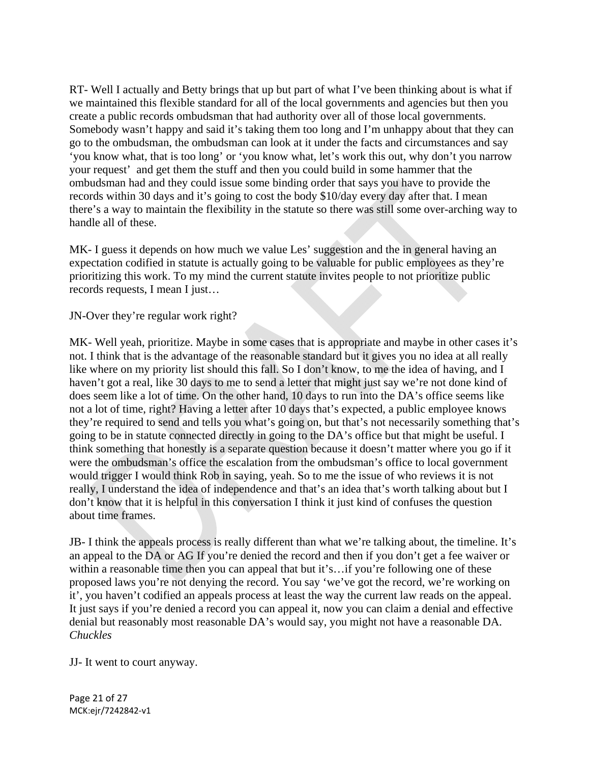RT- Well I actually and Betty brings that up but part of what I've been thinking about is what if we maintained this flexible standard for all of the local governments and agencies but then you create a public records ombudsman that had authority over all of those local governments. Somebody wasn't happy and said it's taking them too long and I'm unhappy about that they can go to the ombudsman, the ombudsman can look at it under the facts and circumstances and say 'you know what, that is too long' or 'you know what, let's work this out, why don't you narrow your request' and get them the stuff and then you could build in some hammer that the ombudsman had and they could issue some binding order that says you have to provide the records within 30 days and it's going to cost the body $10/day every day after that. I mean there's a way to maintain the flexibility in the statute so there was still some over-arching way to handle all of these.

MK- I guess it depends on how much we value Les' suggestion and the in general having an expectation codified in statute is actually going to be valuable for public employees as they're prioritizing this work. To my mind the current statute invites people to not prioritize public records requests, I mean I just…

JN-Over they're regular work right?

MK- Well yeah, prioritize. Maybe in some cases that is appropriate and maybe in other cases it's not. I think that is the advantage of the reasonable standard but it gives you no idea at all really like where on my priority list should this fall. So I don't know, to me the idea of having, and I haven't got a real, like 30 days to me to send a letter that might just say we're not done kind of does seem like a lot of time. On the other hand, 10 days to run into the DA's office seems like not a lot of time, right? Having a letter after 10 days that's expected, a public employee knows they're required to send and tells you what's going on, but that's not necessarily something that's going to be in statute connected directly in going to the DA's office but that might be useful. I think something that honestly is a separate question because it doesn't matter where you go if it were the ombudsman's office the escalation from the ombudsman's office to local government would trigger I would think Rob in saying, yeah. So to me the issue of who reviews it is not really, I understand the idea of independence and that's an idea that's worth talking about but I don't know that it is helpful in this conversation I think it just kind of confuses the question about time frames.

JB- I think the appeals process is really different than what we're talking about, the timeline. It's an appeal to the DA or AG If you're denied the record and then if you don't get a fee waiver or within a reasonable time then you can appeal that but it's…if you're following one of these proposed laws you're not denying the record. You say 'we've got the record, we're working on it', you haven't codified an appeals process at least the way the current law reads on the appeal. It just says if you're denied a record you can appeal it, now you can claim a denial and effective denial but reasonably most reasonable DA's would say, you might not have a reasonable DA. *Chuckles*

JJ- It went to court anyway.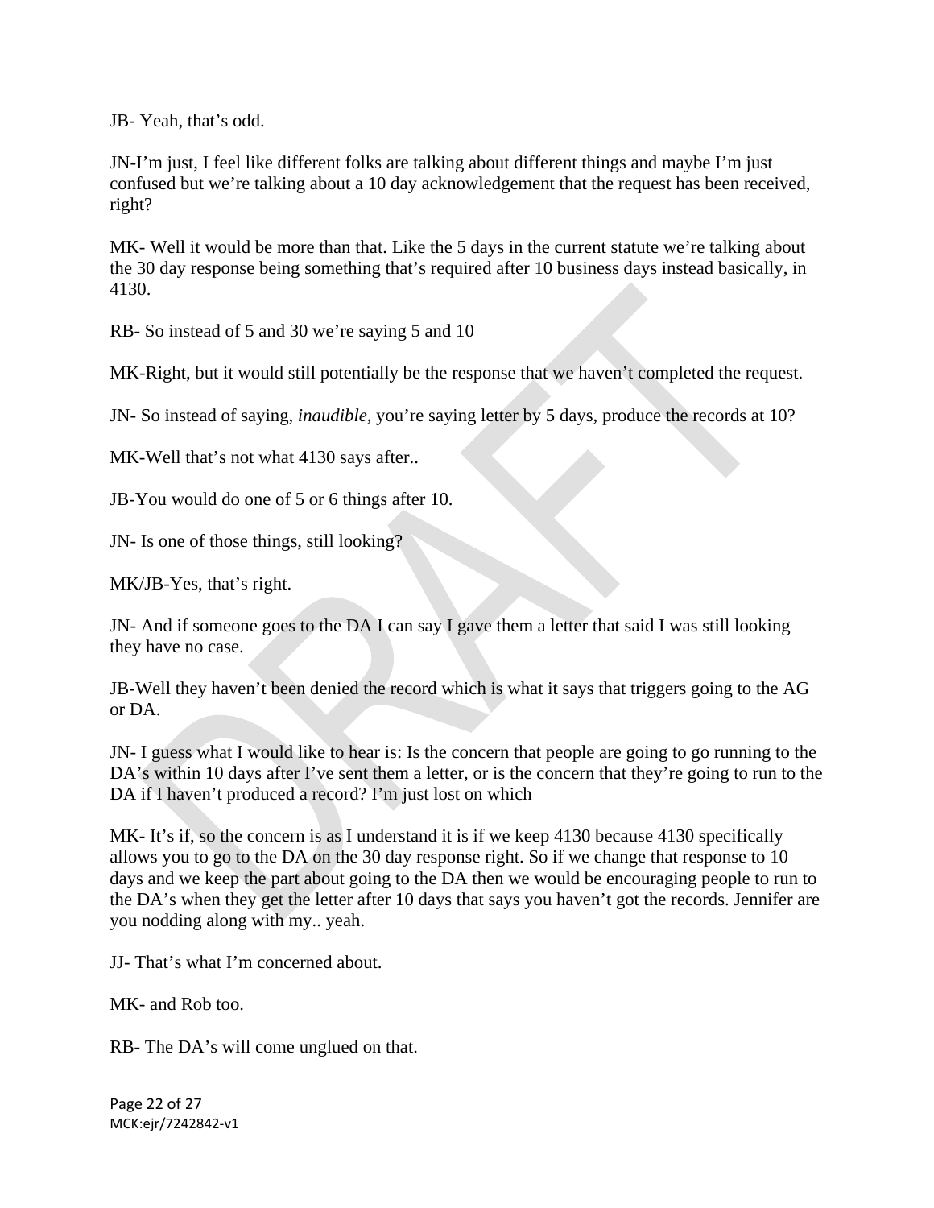JB- Yeah, that's odd.

JN-I'm just, I feel like different folks are talking about different things and maybe I'm just confused but we're talking about a 10 day acknowledgement that the request has been received, right?

MK- Well it would be more than that. Like the 5 days in the current statute we're talking about the 30 day response being something that's required after 10 business days instead basically, in 4130.

RB- So instead of 5 and 30 we're saying 5 and 10

MK-Right, but it would still potentially be the response that we haven't completed the request.

JN- So instead of saying, *inaudible,* you're saying letter by 5 days, produce the records at 10?

MK-Well that's not what 4130 says after..

JB-You would do one of 5 or 6 things after 10.

JN- Is one of those things, still looking?

MK/JB-Yes, that's right.

JN- And if someone goes to the DA I can say I gave them a letter that said I was still looking they have no case.

JB-Well they haven't been denied the record which is what it says that triggers going to the AG or DA.

JN- I guess what I would like to hear is: Is the concern that people are going to go running to the DA's within 10 days after I've sent them a letter, or is the concern that they're going to run to the DA if I haven't produced a record? I'm just lost on which

MK- It's if, so the concern is as I understand it is if we keep 4130 because 4130 specifically allows you to go to the DA on the 30 day response right. So if we change that response to 10 days and we keep the part about going to the DA then we would be encouraging people to run to the DA's when they get the letter after 10 days that says you haven't got the records. Jennifer are you nodding along with my.. yeah.

JJ- That's what I'm concerned about.

MK- and Rob too.

RB- The DA's will come unglued on that.

MCK:ejr/7242842-v1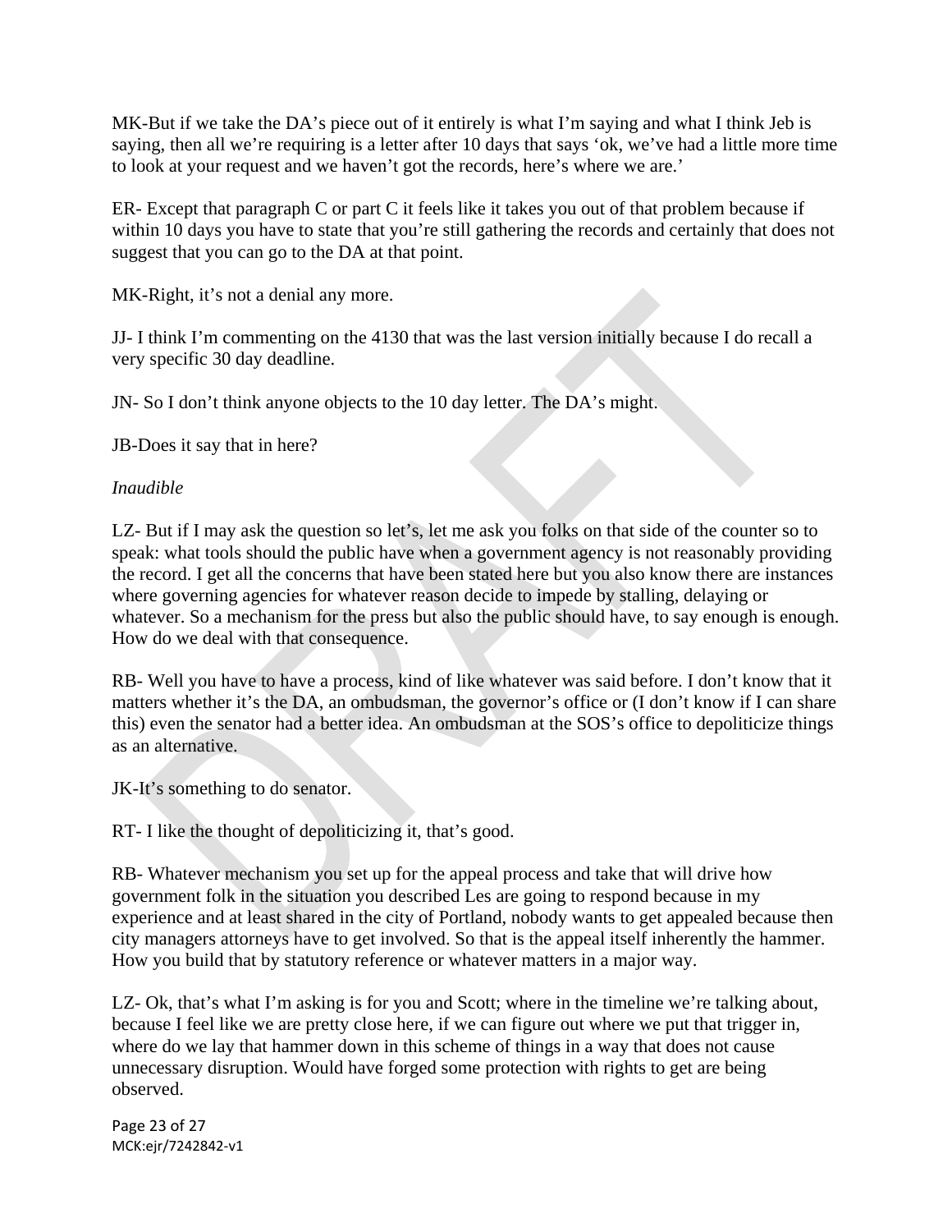MK-But if we take the DA's piece out of it entirely is what I'm saying and what I think Jeb is saying, then all we're requiring is a letter after 10 days that says 'ok, we've had a little more time to look at your request and we haven't got the records, here's where we are.'

ER- Except that paragraph C or part C it feels like it takes you out of that problem because if within 10 days you have to state that you're still gathering the records and certainly that does not suggest that you can go to the DA at that point.

MK-Right, it's not a denial any more.

JJ- I think I'm commenting on the 4130 that was the last version initially because I do recall a very specific 30 day deadline.

JN- So I don't think anyone objects to the 10 day letter. The DA's might.

JB-Does it say that in here?

*Inaudible*

LZ- But if I may ask the question so let's, let me ask you folks on that side of the counter so to speak: what tools should the public have when a government agency is not reasonably providing the record. I get all the concerns that have been stated here but you also know there are instances where governing agencies for whatever reason decide to impede by stalling, delaying or whatever. So a mechanism for the press but also the public should have, to say enough is enough. How do we deal with that consequence.

RB- Well you have to have a process, kind of like whatever was said before. I don't know that it matters whether it's the DA, an ombudsman, the governor's office or (I don't know if I can share this) even the senator had a better idea. An ombudsman at the SOS's office to depoliticize things as an alternative.

JK-It's something to do senator.

RT- I like the thought of depoliticizing it, that's good.

RB- Whatever mechanism you set up for the appeal process and take that will drive how government folk in the situation you described Les are going to respond because in my experience and at least shared in the city of Portland, nobody wants to get appealed because then city managers attorneys have to get involved. So that is the appeal itself inherently the hammer. How you build that by statutory reference or whatever matters in a major way.

LZ- Ok, that's what I'm asking is for you and Scott; where in the timeline we're talking about, because I feel like we are pretty close here, if we can figure out where we put that trigger in, where do we lay that hammer down in this scheme of things in a way that does not cause unnecessary disruption. Would have forged some protection with rights to get are being observed.

MCK:ejr/7242842-v1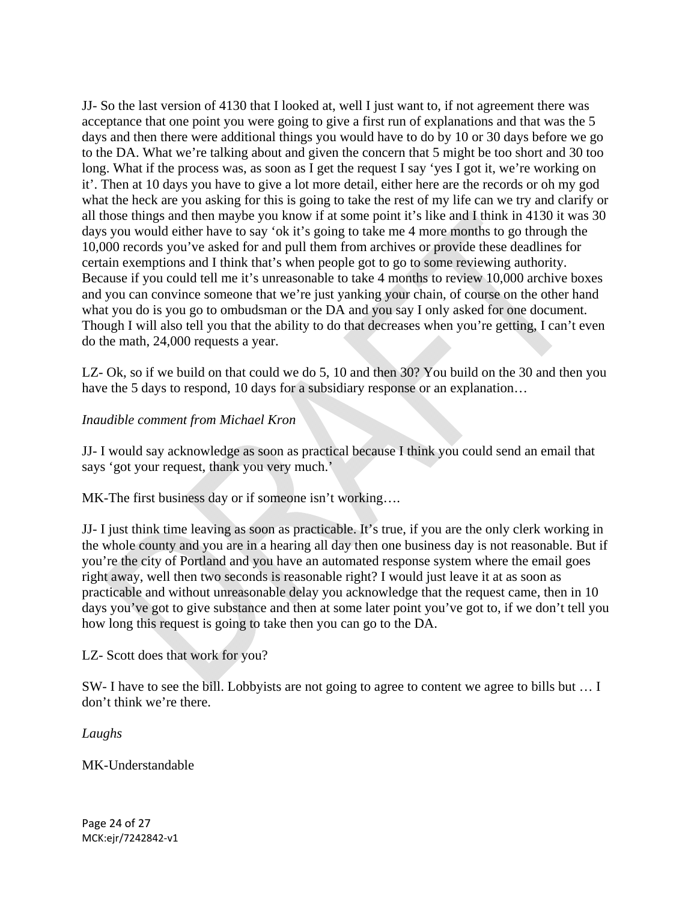JJ- So the last version of 4130 that I looked at, well I just want to, if not agreement there was acceptance that one point you were going to give a first run of explanations and that was the 5 days and then there were additional things you would have to do by 10 or 30 days before we go to the DA. What we're talking about and given the concern that 5 might be too short and 30 too long. What if the process was, as soon as I get the request I say 'yes I got it, we're working on it'. Then at 10 days you have to give a lot more detail, either here are the records or oh my god what the heck are you asking for this is going to take the rest of my life can we try and clarify or all those things and then maybe you know if at some point it's like and I think in 4130 it was 30 days you would either have to say 'ok it's going to take me 4 more months to go through the 10,000 records you've asked for and pull them from archives or provide these deadlines for certain exemptions and I think that's when people got to go to some reviewing authority. Because if you could tell me it's unreasonable to take 4 months to review 10,000 archive boxes and you can convince someone that we're just yanking your chain, of course on the other hand what you do is you go to ombudsman or the DA and you say I only asked for one document. Though I will also tell you that the ability to do that decreases when you're getting, I can't even do the math, 24,000 requests a year.

LZ- Ok, so if we build on that could we do 5, 10 and then 30? You build on the 30 and then you have the 5 days to respond, 10 days for a subsidiary response or an explanation…

*Inaudible comment from Michael Kron*

JJ- I would say acknowledge as soon as practical because I think you could send an email that says 'got your request, thank you very much.'

MK-The first business day or if someone isn't working….

JJ- I just think time leaving as soon as practicable. It's true, if you are the only clerk working in the whole county and you are in a hearing all day then one business day is not reasonable. But if you're the city of Portland and you have an automated response system where the email goes right away, well then two seconds is reasonable right? I would just leave it at as soon as practicable and without unreasonable delay you acknowledge that the request came, then in 10 days you've got to give substance and then at some later point you've got to, if we don't tell you how long this request is going to take then you can go to the DA.

LZ- Scott does that work for you?

SW- I have to see the bill. Lobbyists are not going to agree to content we agree to bills but … I don't think we're there.

*Laughs*

MK-Understandable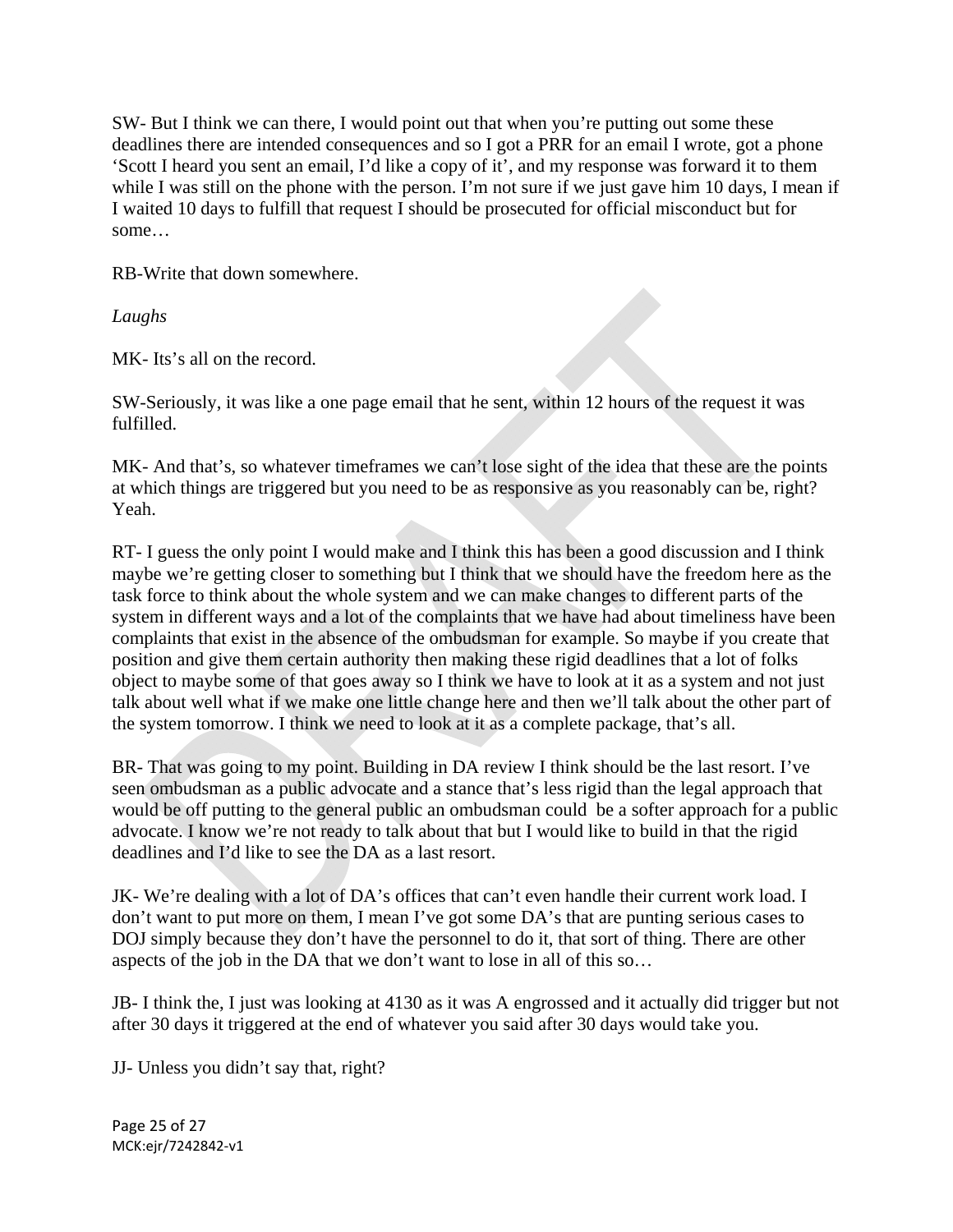SW- But I think we can there, I would point out that when you're putting out some these deadlines there are intended consequences and so I got a PRR for an email I wrote, got a phone 'Scott I heard you sent an email, I'd like a copy of it', and my response was forward it to them while I was still on the phone with the person. I'm not sure if we just gave him 10 days, I mean if I waited 10 days to fulfill that request I should be prosecuted for official misconduct but for some…

RB-Write that down somewhere.

*Laughs*

MK- Its's all on the record.

SW-Seriously, it was like a one page email that he sent, within 12 hours of the request it was fulfilled.

MK- And that's, so whatever timeframes we can't lose sight of the idea that these are the points at which things are triggered but you need to be as responsive as you reasonably can be, right? Yeah.

RT- I guess the only point I would make and I think this has been a good discussion and I think maybe we're getting closer to something but I think that we should have the freedom here as the task force to think about the whole system and we can make changes to different parts of the system in different ways and a lot of the complaints that we have had about timeliness have been complaints that exist in the absence of the ombudsman for example. So maybe if you create that position and give them certain authority then making these rigid deadlines that a lot of folks object to maybe some of that goes away so I think we have to look at it as a system and not just talk about well what if we make one little change here and then we'll talk about the other part of the system tomorrow. I think we need to look at it as a complete package, that's all.

BR- That was going to my point. Building in DA review I think should be the last resort. I've seen ombudsman as a public advocate and a stance that's less rigid than the legal approach that would be off putting to the general public an ombudsman could be a softer approach for a public advocate. I know we're not ready to talk about that but I would like to build in that the rigid deadlines and I'd like to see the DA as a last resort.

JK- We're dealing with a lot of DA's offices that can't even handle their current work load. I don't want to put more on them, I mean I've got some DA's that are punting serious cases to DOJ simply because they don't have the personnel to do it, that sort of thing. There are other aspects of the job in the DA that we don't want to lose in all of this so…

JB- I think the, I just was looking at 4130 as it was A engrossed and it actually did trigger but not after 30 days it triggered at the end of whatever you said after 30 days would take you.

JJ- Unless you didn't say that, right?

MCK:ejr/7242842-v1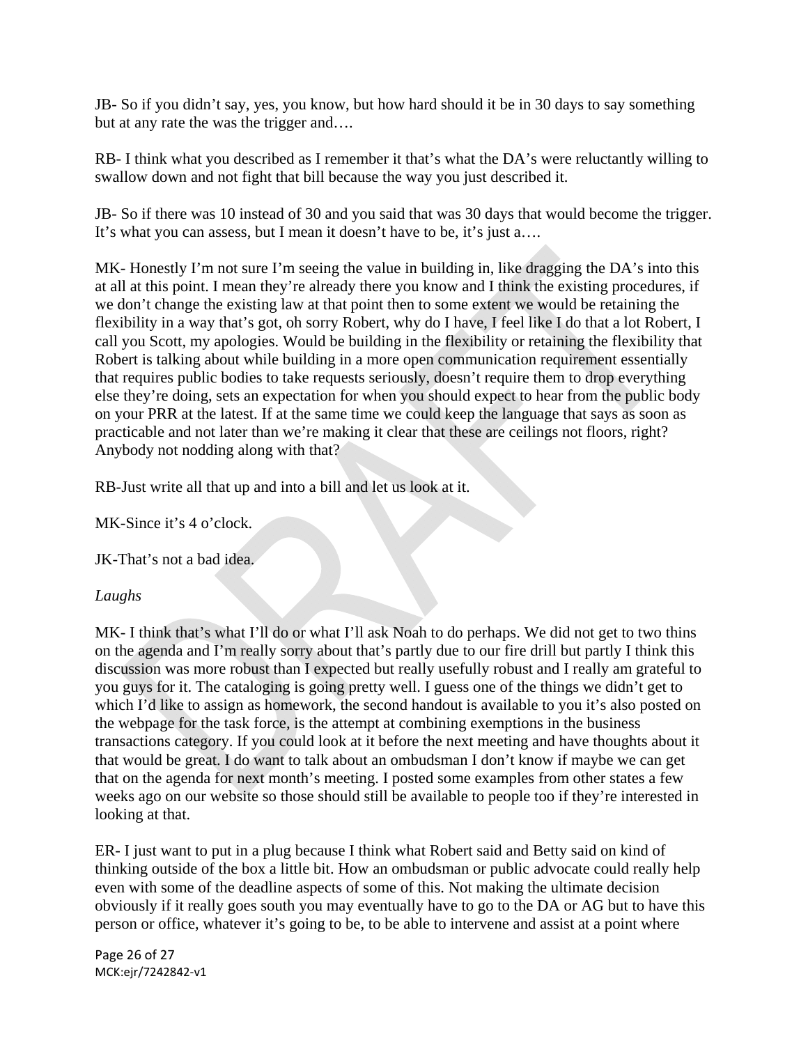JB- So if you didn't say, yes, you know, but how hard should it be in 30 days to say something but at any rate the was the trigger and….

RB- I think what you described as I remember it that's what the DA's were reluctantly willing to swallow down and not fight that bill because the way you just described it.

JB- So if there was 10 instead of 30 and you said that was 30 days that would become the trigger. It's what you can assess, but I mean it doesn't have to be, it's just a….

MK- Honestly I'm not sure I'm seeing the value in building in, like dragging the DA's into this at all at this point. I mean they're already there you know and I think the existing procedures, if we don't change the existing law at that point then to some extent we would be retaining the flexibility in a way that's got, oh sorry Robert, why do I have, I feel like I do that a lot Robert, I call you Scott, my apologies. Would be building in the flexibility or retaining the flexibility that Robert is talking about while building in a more open communication requirement essentially that requires public bodies to take requests seriously, doesn't require them to drop everything else they're doing, sets an expectation for when you should expect to hear from the public body on your PRR at the latest. If at the same time we could keep the language that says as soon as practicable and not later than we're making it clear that these are ceilings not floors, right? Anybody not nodding along with that?

RB-Just write all that up and into a bill and let us look at it.

MK-Since it's 4 o'clock.

JK-That's not a bad idea.

*Laughs*

MK- I think that's what I'll do or what I'll ask Noah to do perhaps. We did not get to two thins on the agenda and I'm really sorry about that's partly due to our fire drill but partly I think this discussion was more robust than I expected but really usefully robust and I really am grateful to you guys for it. The cataloging is going pretty well. I guess one of the things we didn't get to which I'd like to assign as homework, the second handout is available to you it's also posted on the webpage for the task force, is the attempt at combining exemptions in the business transactions category. If you could look at it before the next meeting and have thoughts about it that would be great. I do want to talk about an ombudsman I don't know if maybe we can get that on the agenda for next month's meeting. I posted some examples from other states a few weeks ago on our website so those should still be available to people too if they're interested in looking at that.

ER- I just want to put in a plug because I think what Robert said and Betty said on kind of thinking outside of the box a little bit. How an ombudsman or public advocate could really help even with some of the deadline aspects of some of this. Not making the ultimate decision obviously if it really goes south you may eventually have to go to the DA or AG but to have this person or office, whatever it's going to be, to be able to intervene and assist at a point where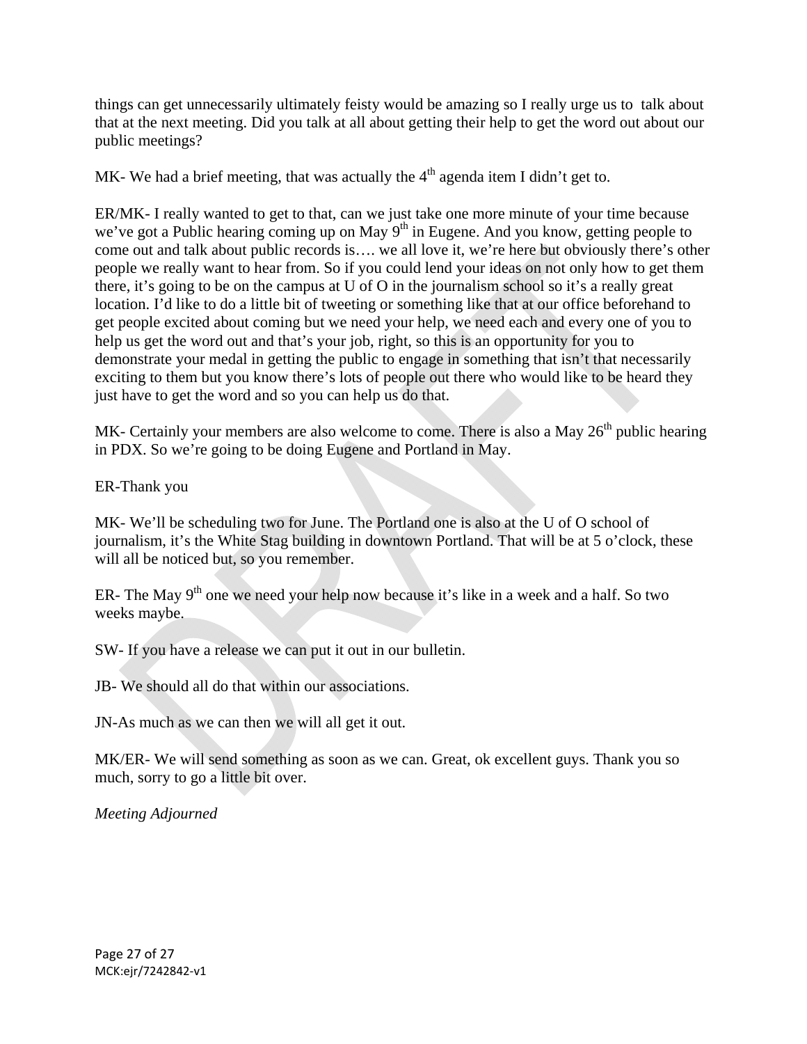things can get unnecessarily ultimately feisty would be amazing so I really urge us to talk about that at the next meeting. Did you talk at all about getting their help to get the word out about our public meetings?

MK- We had a brief meeting, that was actually the 4th agenda item I didn't get to.

ER/MK- I really wanted to get to that, can we just take one more minute of your time because we've got a Public hearing coming up on May 9th in Eugene. And you know, getting people to come out and talk about public records is…. we all love it, we're here but obviously there's other people we really want to hear from. So if you could lend your ideas on not only how to get them there, it's going to be on the campus at U of O in the journalism school so it's a really great location. I'd like to do a little bit of tweeting or something like that at our office beforehand to get people excited about coming but we need your help, we need each and every one of you to help us get the word out and that's your job, right, so this is an opportunity for you to demonstrate your medal in getting the public to engage in something that isn't that necessarily exciting to them but you know there's lots of people out there who would like to be heard they just have to get the word and so you can help us do that.

MK- Certainly your members are also welcome to come. There is also a May 26th public hearing in PDX. So we're going to be doing Eugene and Portland in May.

ER-Thank you

MK- We'll be scheduling two for June. The Portland one is also at the U of O school of journalism, it's the White Stag building in downtown Portland. That will be at 5 o'clock, these will all be noticed but, so you remember.

ER- The May 9th one we need your help now because it's like in a week and a half. So two weeks maybe.

SW- If you have a release we can put it out in our bulletin.

JB- We should all do that within our associations.

JN-As much as we can then we will all get it out.

MK/ER- We will send something as soon as we can. Great, ok excellent guys. Thank you so much, sorry to go a little bit over.

*Meeting Adjourned*

MCK:ejr/7242842-v1